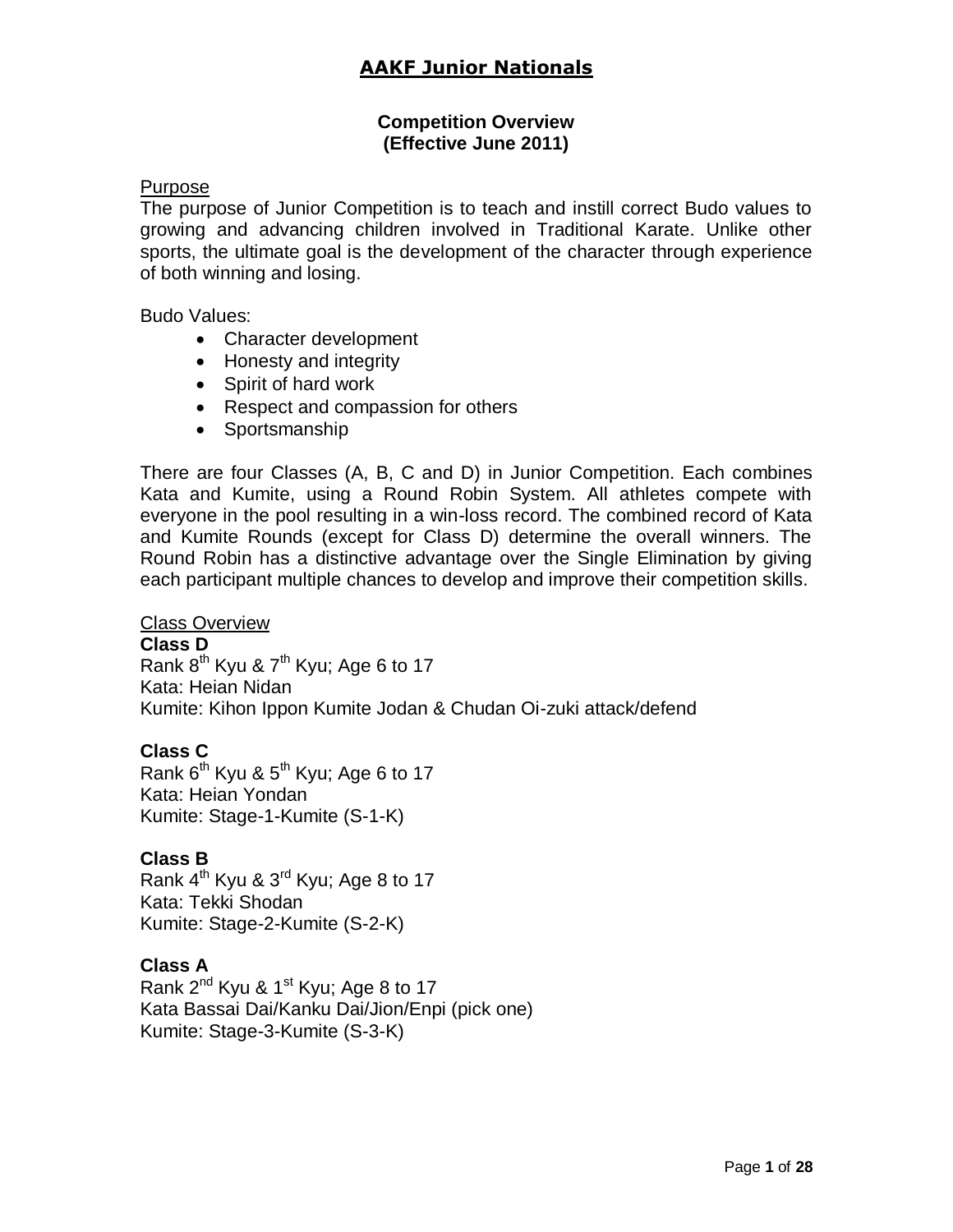# AAKF Junior Nationals

## Competition Overview
## (Effective June 2011)

Purpose

The purpose of Junior Competition is to teach and instill correct Budo values to growing and advancing children involved in Traditional Karate. Unlike other sports, the ultimate goal is the development of the character through experience of both winning and losing.

Budo Values:

- Character development
- Honesty and integrity
- Spirit of hard work
- Respect and compassion for others
- Sportsmanship

There are four Classes (A, B, C and D) in Junior Competition. Each combines Kata and Kumite, using a Round Robin System. All athletes compete with everyone in the pool resulting in a win-loss record. The combined record of Kata and Kumite Rounds (except for Class D) determine the overall winners. The Round Robin has a distinctive advantage over the Single Elimination by giving each participant multiple chances to develop and improve their competition skills.

Class Overview

**Class D**
Rank 8th Kyu & 7th Kyu; Age 6 to 17
Kata: Heian Nidan
Kumite: Kihon Ippon Kumite Jodan & Chudan Oi-zuki attack/defend

**Class C**
Rank 6th Kyu & 5th Kyu; Age 6 to 17
Kata: Heian Yondan
Kumite: Stage-1-Kumite (S-1-K)

**Class B**
Rank 4th Kyu & 3rd Kyu; Age 8 to 17
Kata: Tekki Shodan
Kumite: Stage-2-Kumite (S-2-K)

**Class A**
Rank 2nd Kyu & 1st Kyu; Age 8 to 17
Kata Bassai Dai/Kanku Dai/Jion/Enpi (pick one)
Kumite: Stage-3-Kumite (S-3-K)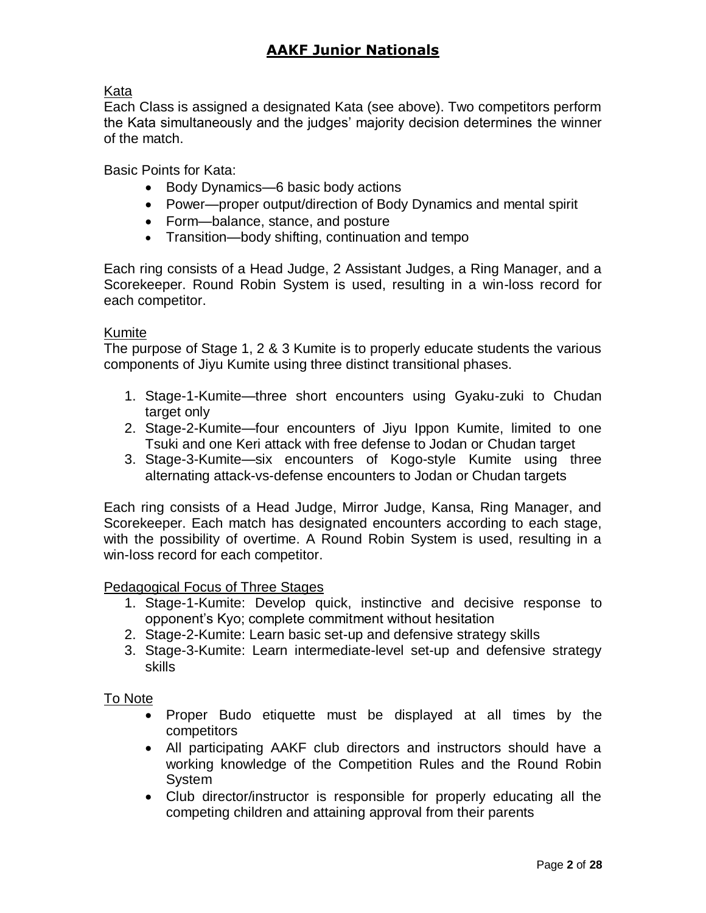# AAKF Junior Nationals

## Kata

Each Class is assigned a designated Kata (see above). Two competitors perform the Kata simultaneously and the judges' majority decision determines the winner of the match.

Basic Points for Kata:

- Body Dynamics—6 basic body actions
- Power—proper output/direction of Body Dynamics and mental spirit
- Form—balance, stance, and posture
- Transition—body shifting, continuation and tempo

Each ring consists of a Head Judge, 2 Assistant Judges, a Ring Manager, and a Scorekeeper. Round Robin System is used, resulting in a win-loss record for each competitor.

## Kumite

The purpose of Stage 1, 2 & 3 Kumite is to properly educate students the various components of Jiyu Kumite using three distinct transitional phases.

1. Stage-1-Kumite—three short encounters using Gyaku-zuki to Chudan target only
2. Stage-2-Kumite—four encounters of Jiyu Ippon Kumite, limited to one Tsuki and one Keri attack with free defense to Jodan or Chudan target
3. Stage-3-Kumite—six encounters of Kogo-style Kumite using three alternating attack-vs-defense encounters to Jodan or Chudan targets

Each ring consists of a Head Judge, Mirror Judge, Kansa, Ring Manager, and Scorekeeper. Each match has designated encounters according to each stage, with the possibility of overtime. A Round Robin System is used, resulting in a win-loss record for each competitor.

## Pedagogical Focus of Three Stages

1. Stage-1-Kumite: Develop quick, instinctive and decisive response to opponent's Kyo; complete commitment without hesitation
2. Stage-2-Kumite: Learn basic set-up and defensive strategy skills
3. Stage-3-Kumite: Learn intermediate-level set-up and defensive strategy skills

## To Note

- Proper Budo etiquette must be displayed at all times by the competitors
- All participating AAKF club directors and instructors should have a working knowledge of the Competition Rules and the Round Robin System
- Club director/instructor is responsible for properly educating all the competing children and attaining approval from their parents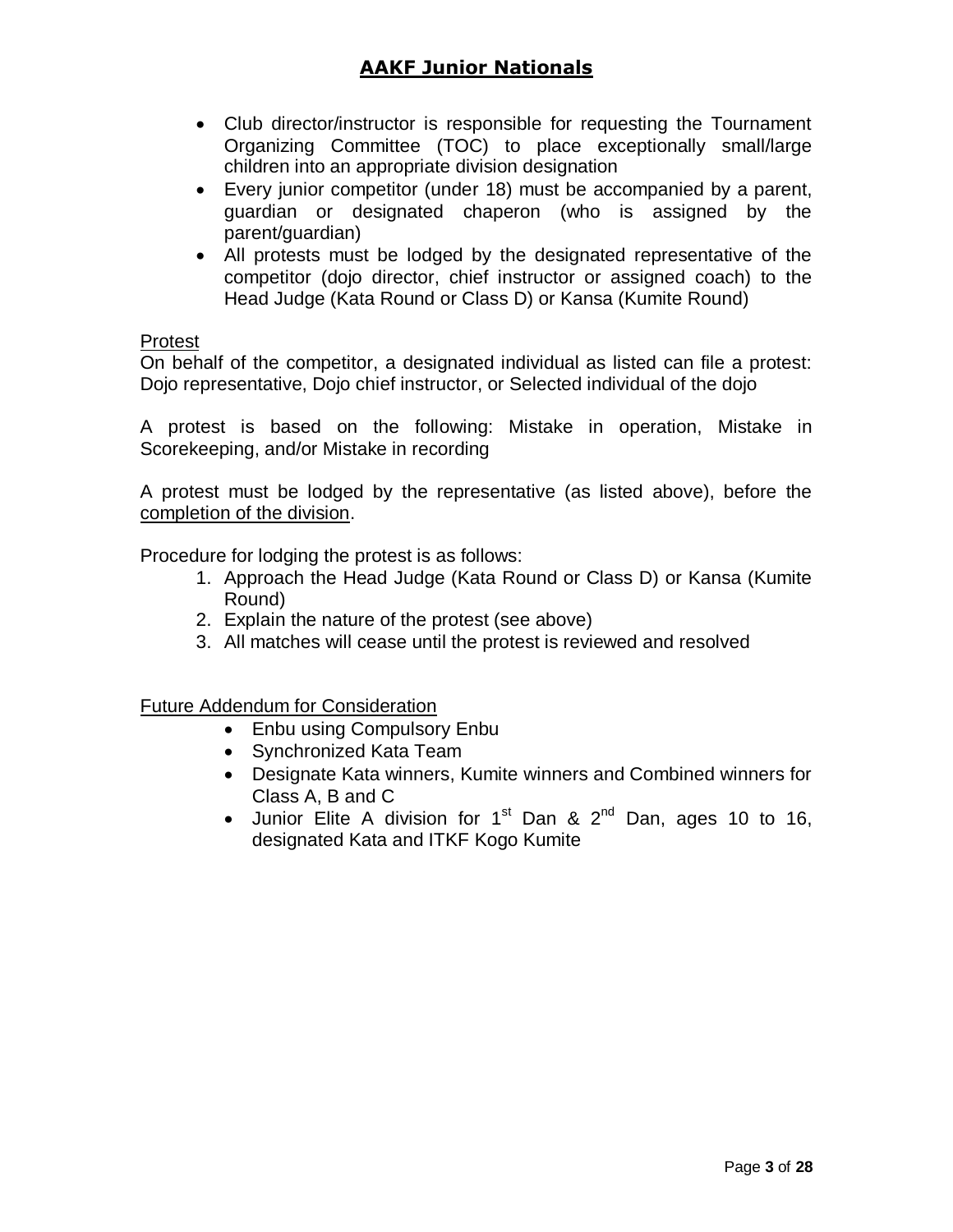- Club director/instructor is responsible for requesting the Tournament Organizing Committee (TOC) to place exceptionally small/large children into an appropriate division designation
- Every junior competitor (under 18) must be accompanied by a parent, guardian or designated chaperon (who is assigned by the parent/guardian)
- All protests must be lodged by the designated representative of the competitor (dojo director, chief instructor or assigned coach) to the Head Judge (Kata Round or Class D) or Kansa (Kumite Round)

<u>Protest</u>

On behalf of the competitor, a designated individual as listed can file a protest: Dojo representative, Dojo chief instructor, or Selected individual of the dojo

A protest is based on the following: Mistake in operation, Mistake in Scorekeeping, and/or Mistake in recording

A protest must be lodged by the representative (as listed above), before the <u>completion of the division</u>.

Procedure for lodging the protest is as follows:

1. Approach the Head Judge (Kata Round or Class D) or Kansa (Kumite Round)
2. Explain the nature of the protest (see above)
3. All matches will cease until the protest is reviewed and resolved

<u>Future Addendum for Consideration</u>

- Enbu using Compulsory Enbu
- Synchronized Kata Team
- Designate Kata winners, Kumite winners and Combined winners for Class A, B and C
- Junior Elite A division for 1st Dan & 2nd Dan, ages 10 to 16, designated Kata and ITKF Kogo Kumite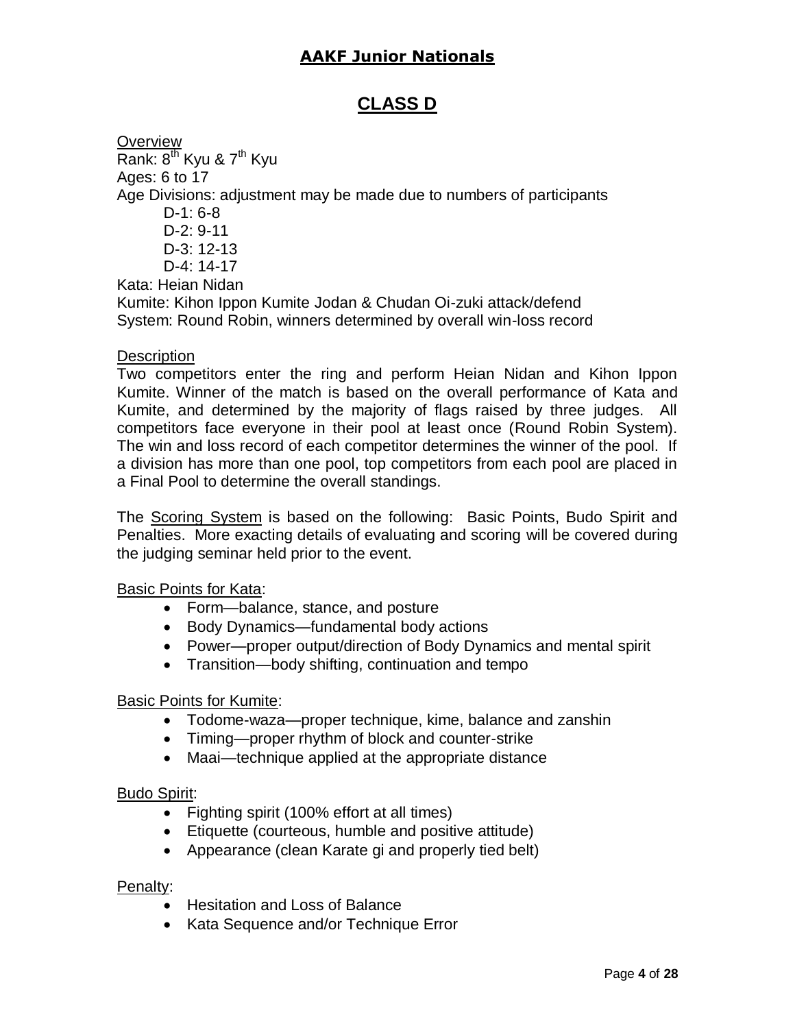## AAKF Junior Nationals

# CLASS D

Overview

Rank: 8th Kyu & 7th Kyu

Ages: 6 to 17

Age Divisions: adjustment may be made due to numbers of participants

- D-1: 6-8
- D-2: 9-11
- D-3: 12-13
- D-4: 14-17

Kata: Heian Nidan

Kumite: Kihon Ippon Kumite Jodan & Chudan Oi-zuki attack/defend

System: Round Robin, winners determined by overall win-loss record

Description

Two competitors enter the ring and perform Heian Nidan and Kihon Ippon Kumite. Winner of the match is based on the overall performance of Kata and Kumite, and determined by the majority of flags raised by three judges. All competitors face everyone in their pool at least once (Round Robin System). The win and loss record of each competitor determines the winner of the pool. If a division has more than one pool, top competitors from each pool are placed in a Final Pool to determine the overall standings.

The Scoring System is based on the following: Basic Points, Budo Spirit and Penalties. More exacting details of evaluating and scoring will be covered during the judging seminar held prior to the event.

Basic Points for Kata:

- Form—balance, stance, and posture
- Body Dynamics—fundamental body actions
- Power—proper output/direction of Body Dynamics and mental spirit
- Transition—body shifting, continuation and tempo

Basic Points for Kumite:

- Todome-waza—proper technique, kime, balance and zanshin
- Timing—proper rhythm of block and counter-strike
- Maai—technique applied at the appropriate distance

Budo Spirit:

- Fighting spirit (100% effort at all times)
- Etiquette (courteous, humble and positive attitude)
- Appearance (clean Karate gi and properly tied belt)

Penalty:

- Hesitation and Loss of Balance
- Kata Sequence and/or Technique Error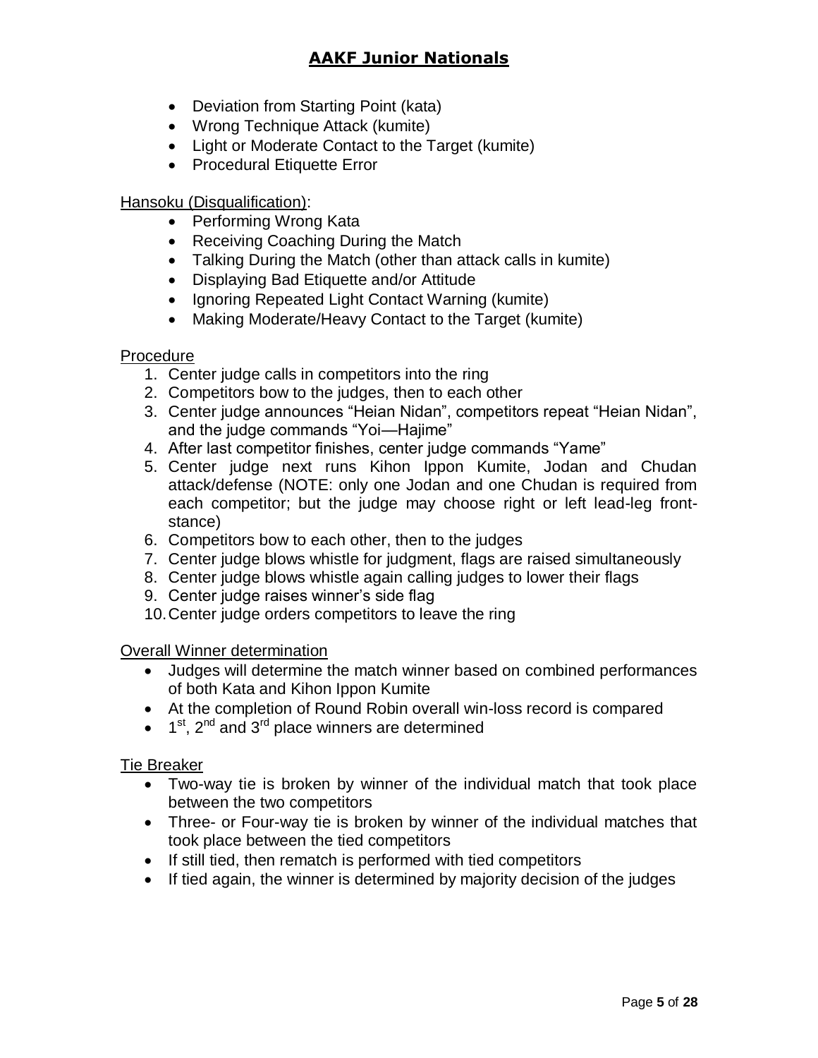- Deviation from Starting Point (kata)
- Wrong Technique Attack (kumite)
- Light or Moderate Contact to the Target (kumite)
- Procedural Etiquette Error

Hansoku (Disqualification):

- Performing Wrong Kata
- Receiving Coaching During the Match
- Talking During the Match (other than attack calls in kumite)
- Displaying Bad Etiquette and/or Attitude
- Ignoring Repeated Light Contact Warning (kumite)
- Making Moderate/Heavy Contact to the Target (kumite)

Procedure

1. Center judge calls in competitors into the ring
2. Competitors bow to the judges, then to each other
3. Center judge announces "Heian Nidan", competitors repeat "Heian Nidan", and the judge commands "Yoi—Hajime"
4. After last competitor finishes, center judge commands "Yame"
5. Center judge next runs Kihon Ippon Kumite, Jodan and Chudan attack/defense (NOTE: only one Jodan and one Chudan is required from each competitor; but the judge may choose right or left lead-leg front-stance)
6. Competitors bow to each other, then to the judges
7. Center judge blows whistle for judgment, flags are raised simultaneously
8. Center judge blows whistle again calling judges to lower their flags
9. Center judge raises winner's side flag
10. Center judge orders competitors to leave the ring

Overall Winner determination

- Judges will determine the match winner based on combined performances of both Kata and Kihon Ippon Kumite
- At the completion of Round Robin overall win-loss record is compared
- 1st, 2nd and 3rd place winners are determined

Tie Breaker

- Two-way tie is broken by winner of the individual match that took place between the two competitors
- Three- or Four-way tie is broken by winner of the individual matches that took place between the tied competitors
- If still tied, then rematch is performed with tied competitors
- If tied again, the winner is determined by majority decision of the judges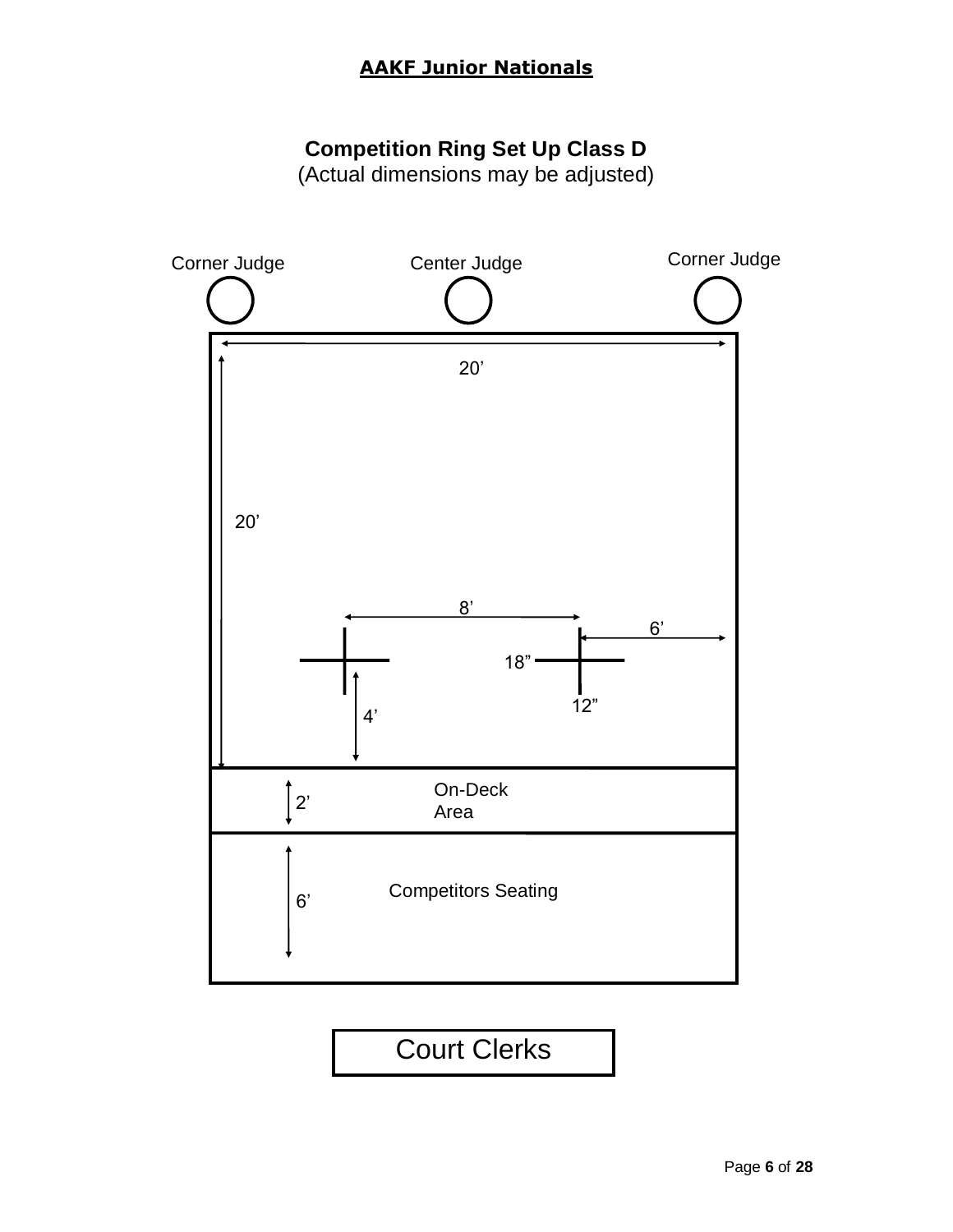**AAKF Junior Nationals**

**Competition Ring Set Up Class D**
(Actual dimensions may be adjusted)

Corner Judge    Center Judge    Corner Judge

20’

20’

8’

6’

18”

12”

4’

2’    On-Deck Area

6’    Competitors Seating

Court Clerks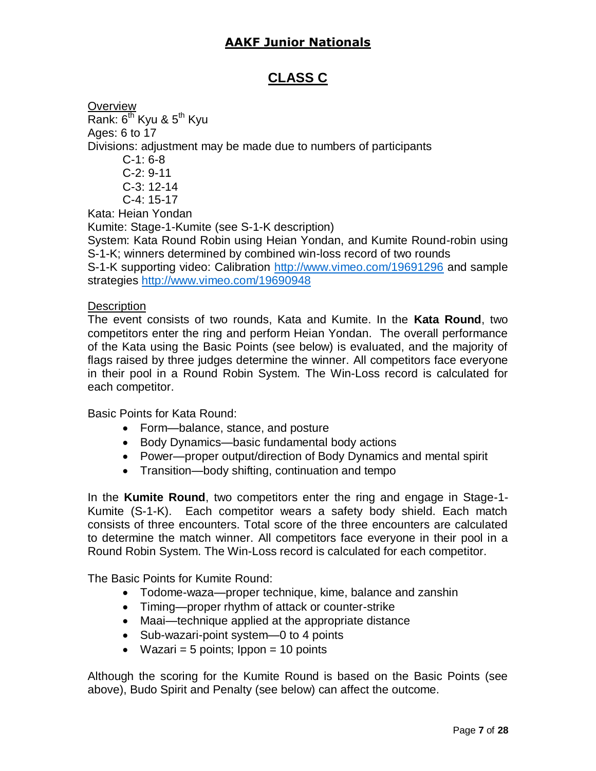# AAKF Junior Nationals

## CLASS C

Overview

Rank: 6th Kyu & 5th Kyu

Ages: 6 to 17

Divisions: adjustment may be made due to numbers of participants

- C-1: 6-8
- C-2: 9-11
- C-3: 12-14
- C-4: 15-17

Kata: Heian Yondan

Kumite: Stage-1-Kumite (see S-1-K description)

System: Kata Round Robin using Heian Yondan, and Kumite Round-robin using S-1-K; winners determined by combined win-loss record of two rounds

S-1-K supporting video: Calibration http://www.vimeo.com/19691296 and sample strategies http://www.vimeo.com/19690948

Description

The event consists of two rounds, Kata and Kumite. In the **Kata Round**, two competitors enter the ring and perform Heian Yondan. The overall performance of the Kata using the Basic Points (see below) is evaluated, and the majority of flags raised by three judges determine the winner. All competitors face everyone in their pool in a Round Robin System. The Win-Loss record is calculated for each competitor.

Basic Points for Kata Round:

- Form—balance, stance, and posture
- Body Dynamics—basic fundamental body actions
- Power—proper output/direction of Body Dynamics and mental spirit
- Transition—body shifting, continuation and tempo

In the **Kumite Round**, two competitors enter the ring and engage in Stage-1-Kumite (S-1-K). Each competitor wears a safety body shield. Each match consists of three encounters. Total score of the three encounters are calculated to determine the match winner. All competitors face everyone in their pool in a Round Robin System. The Win-Loss record is calculated for each competitor.

The Basic Points for Kumite Round:

- Todome-waza—proper technique, kime, balance and zanshin
- Timing—proper rhythm of attack or counter-strike
- Maai—technique applied at the appropriate distance
- Sub-wazari-point system—0 to 4 points
- Wazari = 5 points; Ippon = 10 points

Although the scoring for the Kumite Round is based on the Basic Points (see above), Budo Spirit and Penalty (see below) can affect the outcome.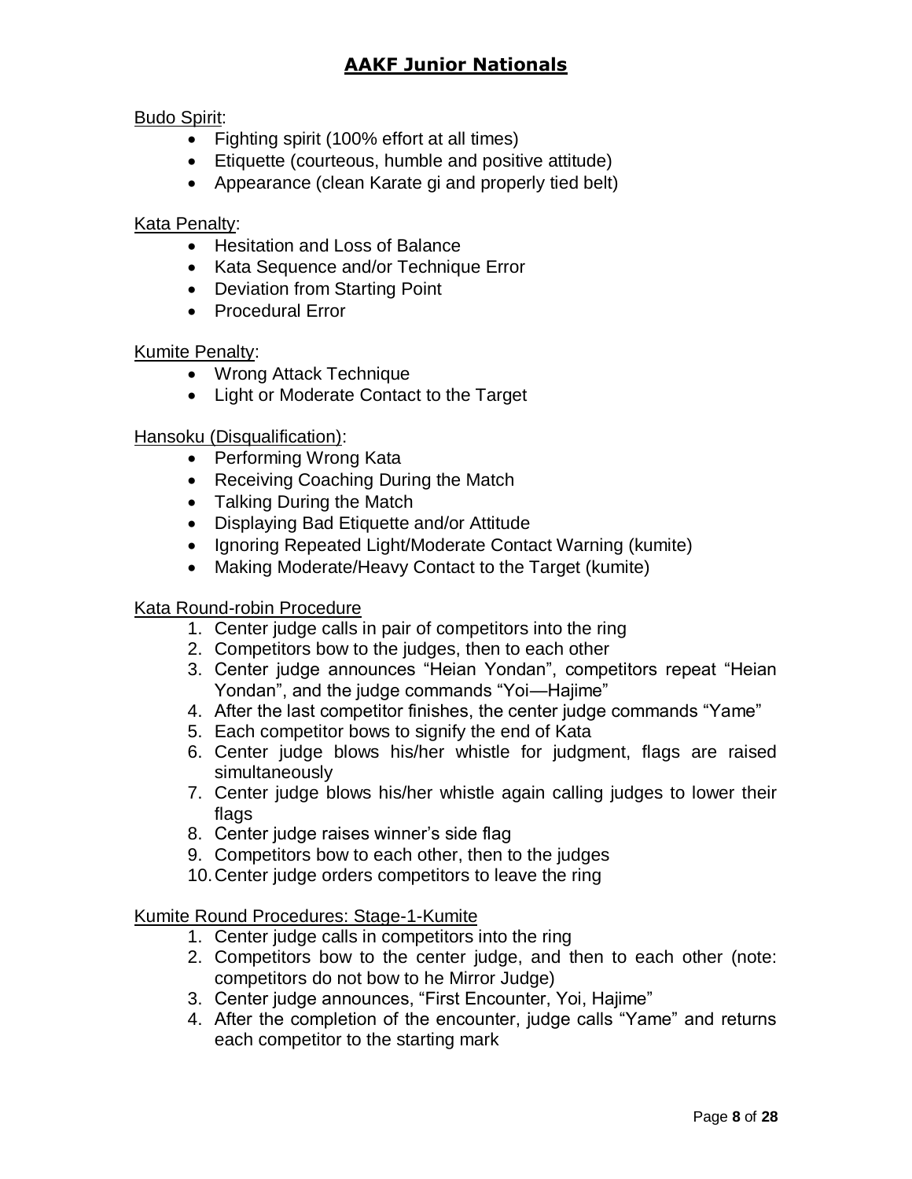## AAKF Junior Nationals

Budo Spirit:

- Fighting spirit (100% effort at all times)
- Etiquette (courteous, humble and positive attitude)
- Appearance (clean Karate gi and properly tied belt)

Kata Penalty:

- Hesitation and Loss of Balance
- Kata Sequence and/or Technique Error
- Deviation from Starting Point
- Procedural Error

Kumite Penalty:

- Wrong Attack Technique
- Light or Moderate Contact to the Target

Hansoku (Disqualification):

- Performing Wrong Kata
- Receiving Coaching During the Match
- Talking During the Match
- Displaying Bad Etiquette and/or Attitude
- Ignoring Repeated Light/Moderate Contact Warning (kumite)
- Making Moderate/Heavy Contact to the Target (kumite)

Kata Round-robin Procedure

1. Center judge calls in pair of competitors into the ring
2. Competitors bow to the judges, then to each other
3. Center judge announces "Heian Yondan", competitors repeat "Heian Yondan", and the judge commands "Yoi—Hajime"
4. After the last competitor finishes, the center judge commands "Yame"
5. Each competitor bows to signify the end of Kata
6. Center judge blows his/her whistle for judgment, flags are raised simultaneously
7. Center judge blows his/her whistle again calling judges to lower their flags
8. Center judge raises winner's side flag
9. Competitors bow to each other, then to the judges
10. Center judge orders competitors to leave the ring

Kumite Round Procedures: Stage-1-Kumite

1. Center judge calls in competitors into the ring
2. Competitors bow to the center judge, and then to each other (note: competitors do not bow to he Mirror Judge)
3. Center judge announces, "First Encounter, Yoi, Hajime"
4. After the completion of the encounter, judge calls "Yame" and returns each competitor to the starting mark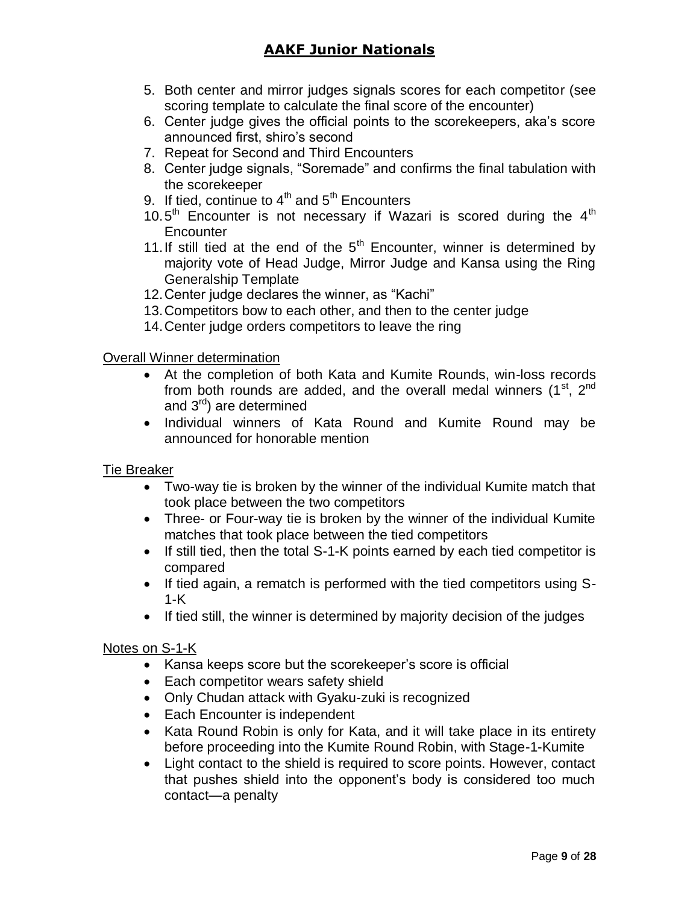5. Both center and mirror judges signals scores for each competitor (see scoring template to calculate the final score of the encounter)
6. Center judge gives the official points to the scorekeepers, aka's score announced first, shiro's second
7. Repeat for Second and Third Encounters
8. Center judge signals, "Soremade" and confirms the final tabulation with the scorekeeper
9. If tied, continue to 4th and 5th Encounters
10. 5th Encounter is not necessary if Wazari is scored during the 4th Encounter
11. If still tied at the end of the 5th Encounter, winner is determined by majority vote of Head Judge, Mirror Judge and Kansa using the Ring Generalship Template
12. Center judge declares the winner, as "Kachi"
13. Competitors bow to each other, and then to the center judge
14. Center judge orders competitors to leave the ring

Overall Winner determination

- At the completion of both Kata and Kumite Rounds, win-loss records from both rounds are added, and the overall medal winners (1st, 2nd and 3rd) are determined
- Individual winners of Kata Round and Kumite Round may be announced for honorable mention

Tie Breaker

- Two-way tie is broken by the winner of the individual Kumite match that took place between the two competitors
- Three- or Four-way tie is broken by the winner of the individual Kumite matches that took place between the tied competitors
- If still tied, then the total S-1-K points earned by each tied competitor is compared
- If tied again, a rematch is performed with the tied competitors using S-1-K
- If tied still, the winner is determined by majority decision of the judges

Notes on S-1-K

- Kansa keeps score but the scorekeeper's score is official
- Each competitor wears safety shield
- Only Chudan attack with Gyaku-zuki is recognized
- Each Encounter is independent
- Kata Round Robin is only for Kata, and it will take place in its entirety before proceeding into the Kumite Round Robin, with Stage-1-Kumite
- Light contact to the shield is required to score points. However, contact that pushes shield into the opponent's body is considered too much contact—a penalty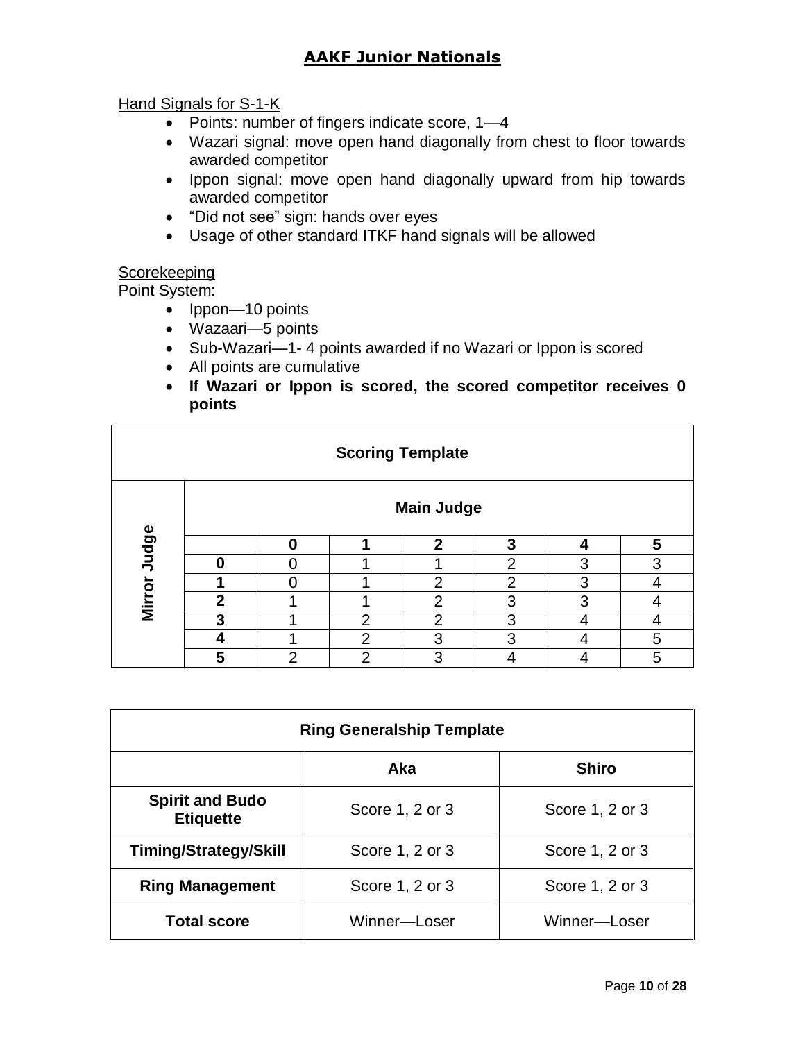## AAKF Junior Nationals

Hand Signals for S-1-K

- Points: number of fingers indicate score, 1—4
- Wazari signal: move open hand diagonally from chest to floor towards awarded competitor
- Ippon signal: move open hand diagonally upward from hip towards awarded competitor
- "Did not see" sign: hands over eyes
- Usage of other standard ITKF hand signals will be allowed

Scorekeeping

Point System:

- Ippon—10 points
- Wazaari—5 points
- Sub-Wazari—1- 4 points awarded if no Wazari or Ippon is scored
- All points are cumulative
- **If Wazari or Ippon is scored, the scored competitor receives 0 points**

| **Scoring Template** | | | | | | | |
|---|---|---|---|---|---|---|---|
| | **Main Judge** | | | | | | |
| **Mirror Judge** | | **0** | **1** | **2** | **3** | **4** | **5** |
| | **0** | 0 | 1 | 1 | 2 | 3 | 3 |
| | **1** | 0 | 1 | 2 | 2 | 3 | 4 |
| | **2** | 1 | 1 | 2 | 3 | 3 | 4 |
| | **3** | 1 | 2 | 2 | 3 | 4 | 4 |
| | **4** | 1 | 2 | 3 | 3 | 4 | 5 |
| | **5** | 2 | 2 | 3 | 4 | 4 | 5 |

| **Ring Generalship Template** | | |
|---|---|---|
| | **Aka** | **Shiro** |
| **Spirit and Budo Etiquette** | Score 1, 2 or 3 | Score 1, 2 or 3 |
| **Timing/Strategy/Skill** | Score 1, 2 or 3 | Score 1, 2 or 3 |
| **Ring Management** | Score 1, 2 or 3 | Score 1, 2 or 3 |
| **Total score** | Winner—Loser | Winner—Loser |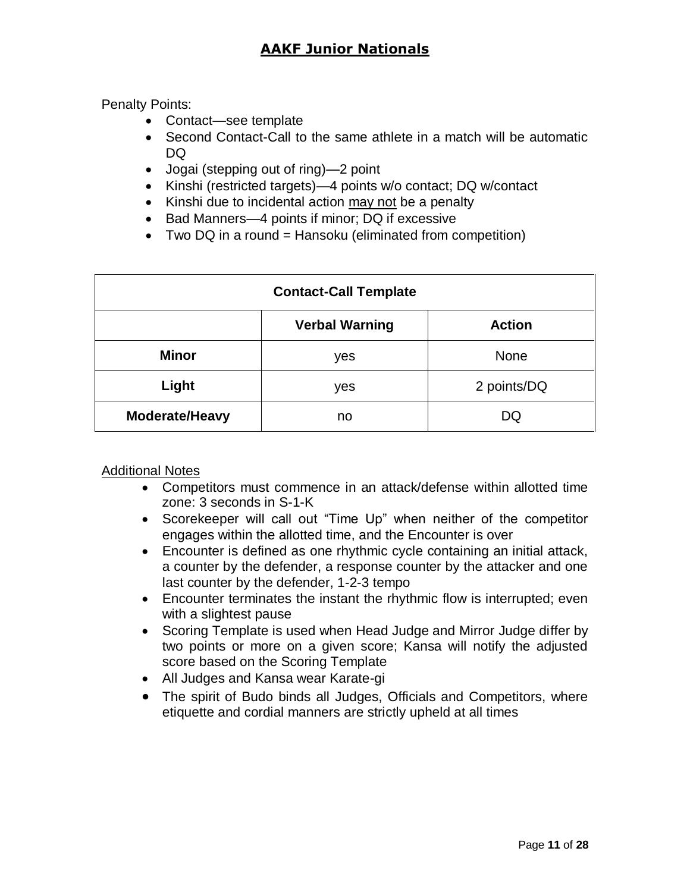Penalty Points:

- Contact—see template
- Second Contact-Call to the same athlete in a match will be automatic DQ
- Jogai (stepping out of ring)—2 point
- Kinshi (restricted targets)—4 points w/o contact; DQ w/contact
- Kinshi due to incidental action <u>may not</u> be a penalty
- Bad Manners—4 points if minor; DQ if excessive
- Two DQ in a round = Hansoku (eliminated from competition)

| Contact-Call Template | | |
|---|---|---|
| | **Verbal Warning** | **Action** |
| **Minor** | yes | None |
| **Light** | yes | 2 points/DQ |
| **Moderate/Heavy** | no | DQ |

<u>Additional Notes</u>

- Competitors must commence in an attack/defense within allotted time zone: 3 seconds in S-1-K
- Scorekeeper will call out "Time Up" when neither of the competitor engages within the allotted time, and the Encounter is over
- Encounter is defined as one rhythmic cycle containing an initial attack, a counter by the defender, a response counter by the attacker and one last counter by the defender, 1-2-3 tempo
- Encounter terminates the instant the rhythmic flow is interrupted; even with a slightest pause
- Scoring Template is used when Head Judge and Mirror Judge differ by two points or more on a given score; Kansa will notify the adjusted score based on the Scoring Template
- All Judges and Kansa wear Karate-gi
- The spirit of Budo binds all Judges, Officials and Competitors, where etiquette and cordial manners are strictly upheld at all times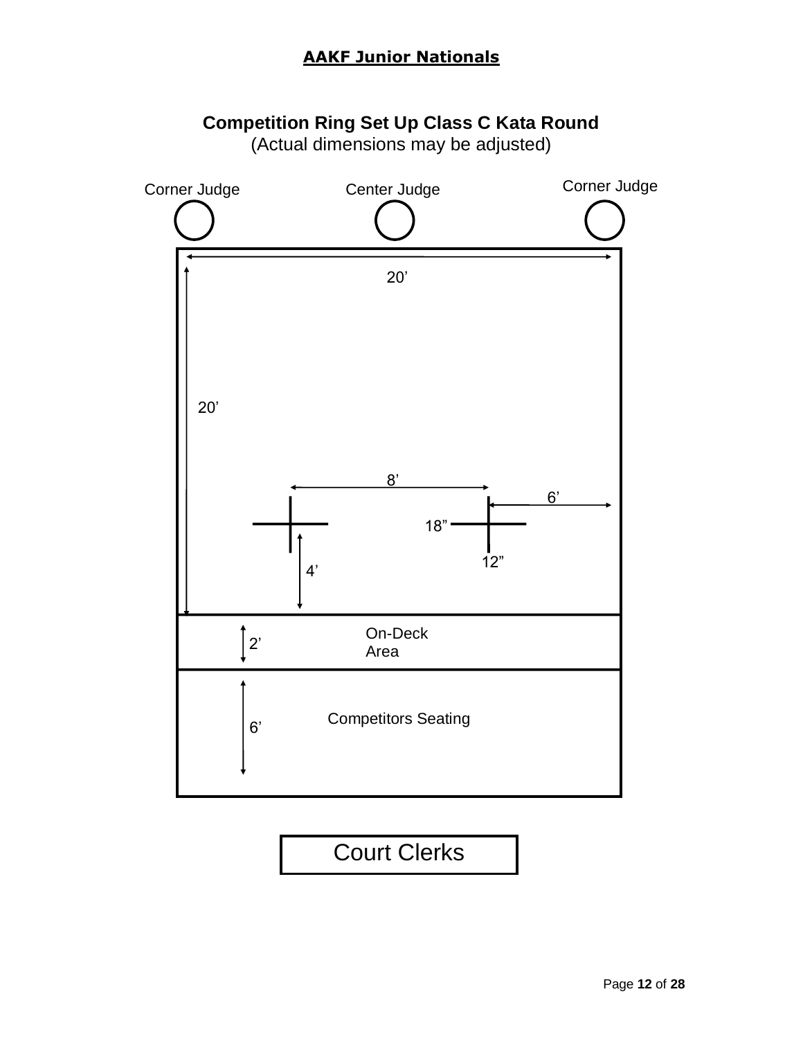**AAKF Junior Nationals**

**Competition Ring Set Up Class C Kata Round**

(Actual dimensions may be adjusted)

Corner Judge

Center Judge

Corner Judge

20’

20’

8’

6’

18”

12”

4’

2’

On-Deck Area

6’

Competitors Seating

Court Clerks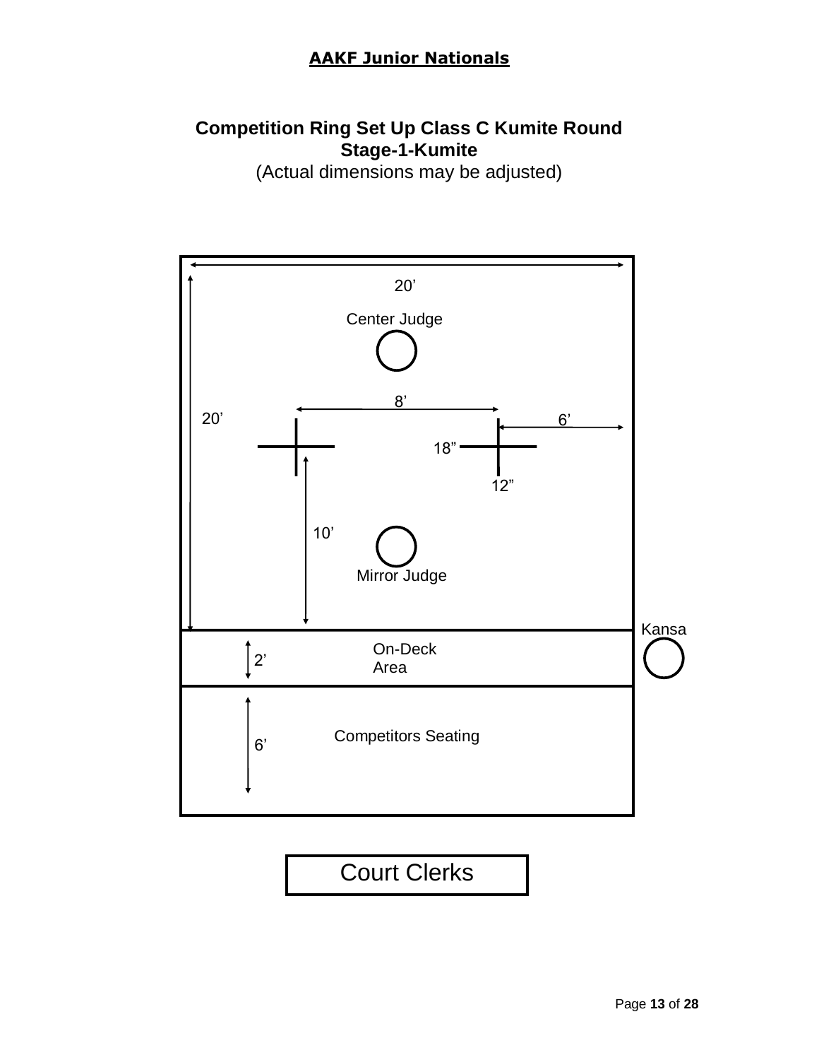**AAKF Junior Nationals**

**Competition Ring Set Up Class C Kumite Round**
**Stage-1-Kumite**
(Actual dimensions may be adjusted)

20’

Center Judge

8’

20’

6’

18”

12”

10’

Mirror Judge

Kansa

2’

On-Deck Area

6’

Competitors Seating

Court Clerks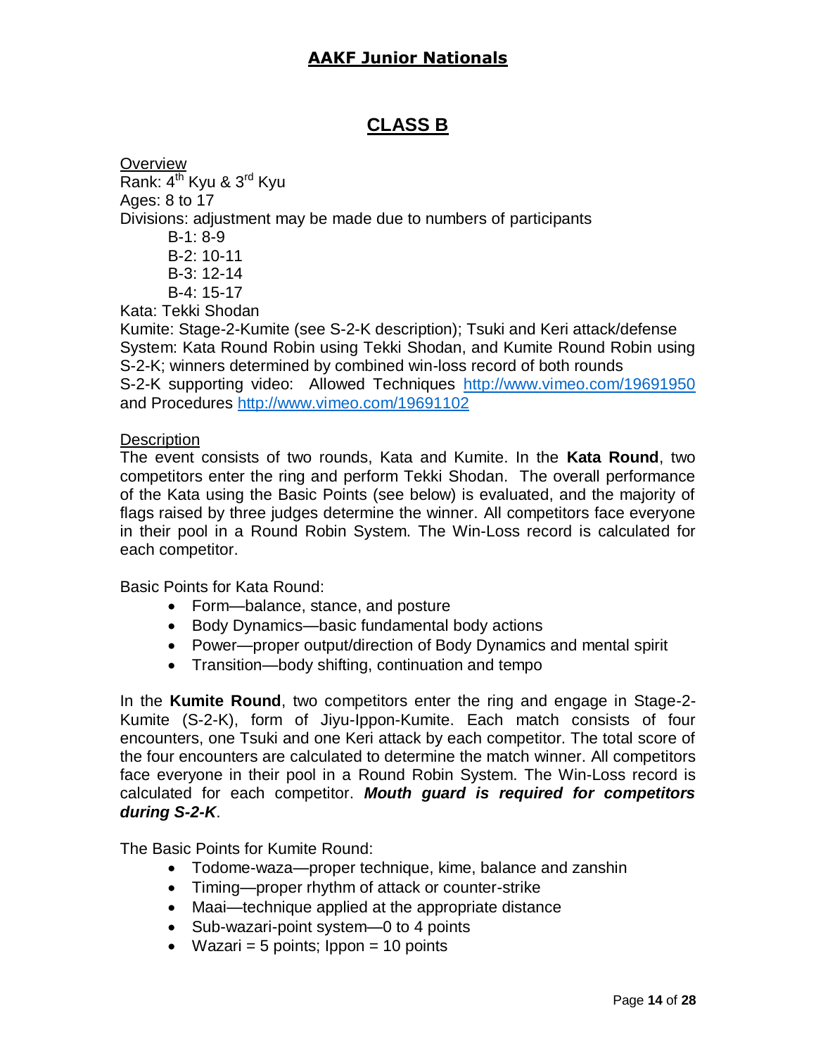# AAKF Junior Nationals

## CLASS B

<u>Overview</u>

Rank: 4th Kyu & 3rd Kyu

Ages: 8 to 17

Divisions: adjustment may be made due to numbers of participants

- B-1: 8-9
- B-2: 10-11
- B-3: 12-14
- B-4: 15-17

Kata: Tekki Shodan

Kumite: Stage-2-Kumite (see S-2-K description); Tsuki and Keri attack/defense

System: Kata Round Robin using Tekki Shodan, and Kumite Round Robin using S-2-K; winners determined by combined win-loss record of both rounds

S-2-K supporting video: Allowed Techniques http://www.vimeo.com/19691950 and Procedures http://www.vimeo.com/19691102

<u>Description</u>

The event consists of two rounds, Kata and Kumite. In the **Kata Round**, two competitors enter the ring and perform Tekki Shodan. The overall performance of the Kata using the Basic Points (see below) is evaluated, and the majority of flags raised by three judges determine the winner. All competitors face everyone in their pool in a Round Robin System. The Win-Loss record is calculated for each competitor.

Basic Points for Kata Round:

- Form—balance, stance, and posture
- Body Dynamics—basic fundamental body actions
- Power—proper output/direction of Body Dynamics and mental spirit
- Transition—body shifting, continuation and tempo

In the **Kumite Round**, two competitors enter the ring and engage in Stage-2-Kumite (S-2-K), form of Jiyu-Ippon-Kumite. Each match consists of four encounters, one Tsuki and one Keri attack by each competitor. The total score of the four encounters are calculated to determine the match winner. All competitors face everyone in their pool in a Round Robin System. The Win-Loss record is calculated for each competitor. ***Mouth guard is required for competitors during S-2-K***.

The Basic Points for Kumite Round:

- Todome-waza—proper technique, kime, balance and zanshin
- Timing—proper rhythm of attack or counter-strike
- Maai—technique applied at the appropriate distance
- Sub-wazari-point system—0 to 4 points
- Wazari = 5 points; Ippon = 10 points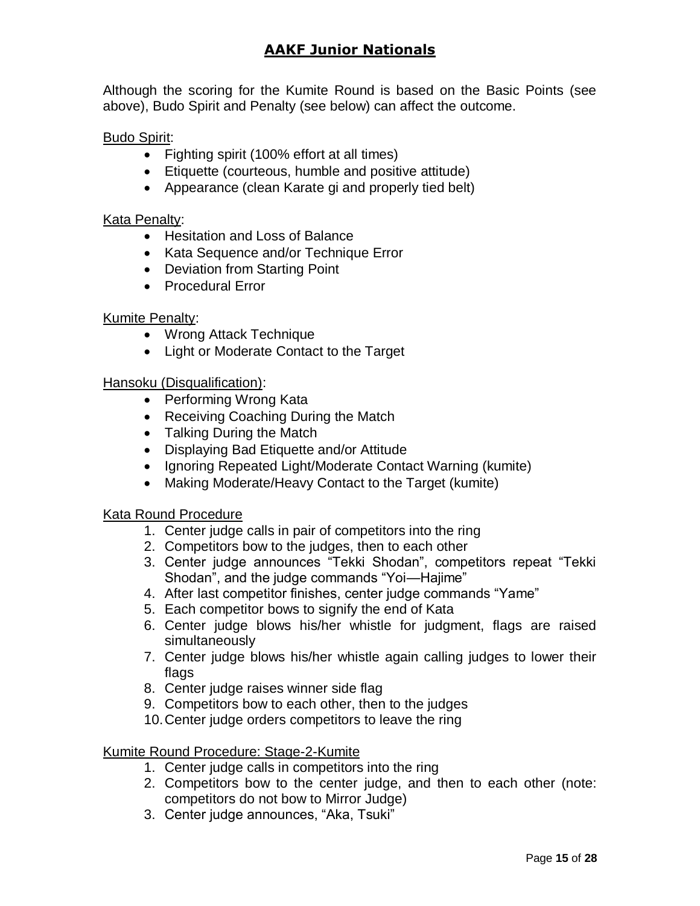Although the scoring for the Kumite Round is based on the Basic Points (see above), Budo Spirit and Penalty (see below) can affect the outcome.

Budo Spirit:

- Fighting spirit (100% effort at all times)
- Etiquette (courteous, humble and positive attitude)
- Appearance (clean Karate gi and properly tied belt)

Kata Penalty:

- Hesitation and Loss of Balance
- Kata Sequence and/or Technique Error
- Deviation from Starting Point
- Procedural Error

Kumite Penalty:

- Wrong Attack Technique
- Light or Moderate Contact to the Target

Hansoku (Disqualification):

- Performing Wrong Kata
- Receiving Coaching During the Match
- Talking During the Match
- Displaying Bad Etiquette and/or Attitude
- Ignoring Repeated Light/Moderate Contact Warning (kumite)
- Making Moderate/Heavy Contact to the Target (kumite)

Kata Round Procedure

1. Center judge calls in pair of competitors into the ring
2. Competitors bow to the judges, then to each other
3. Center judge announces "Tekki Shodan", competitors repeat "Tekki Shodan", and the judge commands "Yoi—Hajime"
4. After last competitor finishes, center judge commands "Yame"
5. Each competitor bows to signify the end of Kata
6. Center judge blows his/her whistle for judgment, flags are raised simultaneously
7. Center judge blows his/her whistle again calling judges to lower their flags
8. Center judge raises winner side flag
9. Competitors bow to each other, then to the judges
10. Center judge orders competitors to leave the ring

Kumite Round Procedure: Stage-2-Kumite

1. Center judge calls in competitors into the ring
2. Competitors bow to the center judge, and then to each other (note: competitors do not bow to Mirror Judge)
3. Center judge announces, "Aka, Tsuki"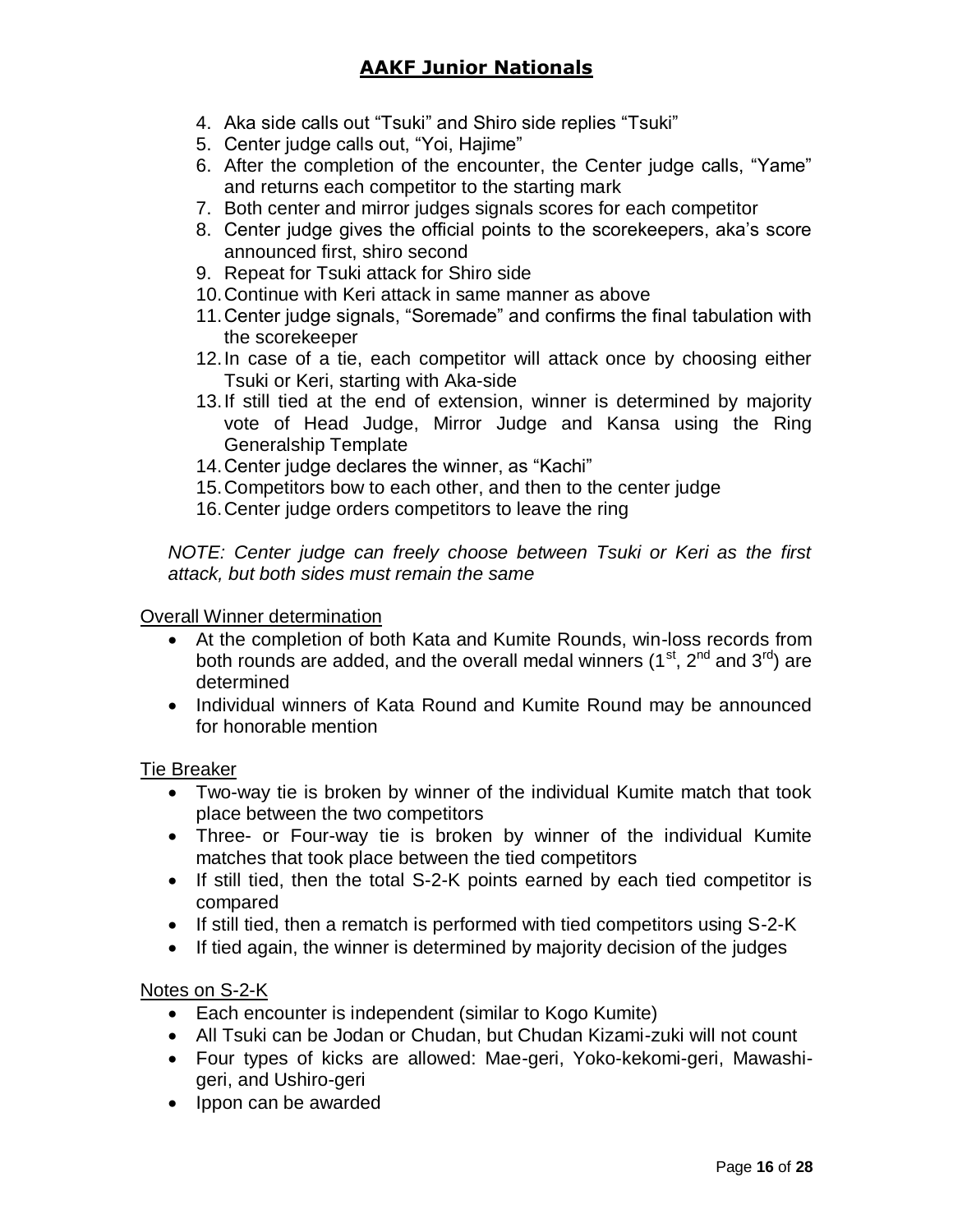4. Aka side calls out "Tsuki" and Shiro side replies "Tsuki"
5. Center judge calls out, "Yoi, Hajime"
6. After the completion of the encounter, the Center judge calls, "Yame" and returns each competitor to the starting mark
7. Both center and mirror judges signals scores for each competitor
8. Center judge gives the official points to the scorekeepers, aka's score announced first, shiro second
9. Repeat for Tsuki attack for Shiro side
10. Continue with Keri attack in same manner as above
11. Center judge signals, "Soremade" and confirms the final tabulation with the scorekeeper
12. In case of a tie, each competitor will attack once by choosing either Tsuki or Keri, starting with Aka-side
13. If still tied at the end of extension, winner is determined by majority vote of Head Judge, Mirror Judge and Kansa using the Ring Generalship Template
14. Center judge declares the winner, as "Kachi"
15. Competitors bow to each other, and then to the center judge
16. Center judge orders competitors to leave the ring

*NOTE: Center judge can freely choose between Tsuki or Keri as the first attack, but both sides must remain the same*

<u>Overall Winner determination</u>

- At the completion of both Kata and Kumite Rounds, win-loss records from both rounds are added, and the overall medal winners (1st, 2nd and 3rd) are determined
- Individual winners of Kata Round and Kumite Round may be announced for honorable mention

<u>Tie Breaker</u>

- Two-way tie is broken by winner of the individual Kumite match that took place between the two competitors
- Three- or Four-way tie is broken by winner of the individual Kumite matches that took place between the tied competitors
- If still tied, then the total S-2-K points earned by each tied competitor is compared
- If still tied, then a rematch is performed with tied competitors using S-2-K
- If tied again, the winner is determined by majority decision of the judges

<u>Notes on S-2-K</u>

- Each encounter is independent (similar to Kogo Kumite)
- All Tsuki can be Jodan or Chudan, but Chudan Kizami-zuki will not count
- Four types of kicks are allowed: Mae-geri, Yoko-kekomi-geri, Mawashi-geri, and Ushiro-geri
- Ippon can be awarded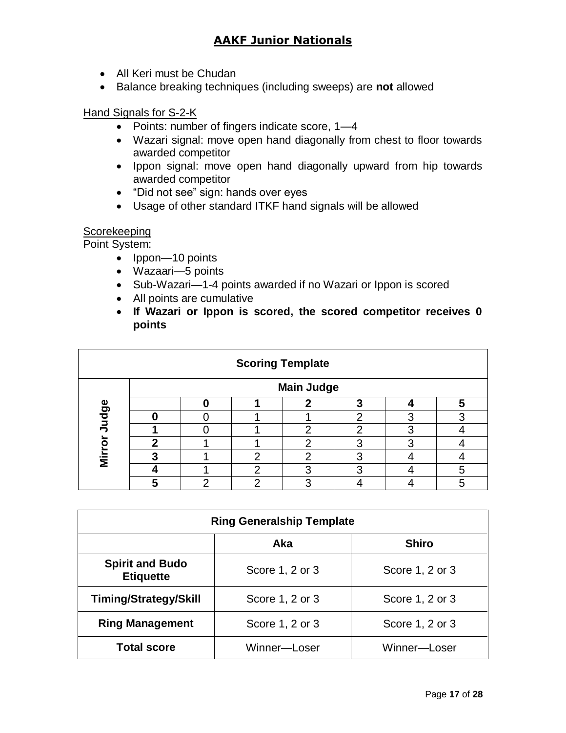## AAKF Junior Nationals

- All Keri must be Chudan
- Balance breaking techniques (including sweeps) are **not** allowed

Hand Signals for S-2-K

- Points: number of fingers indicate score, 1—4
- Wazari signal: move open hand diagonally from chest to floor towards awarded competitor
- Ippon signal: move open hand diagonally upward from hip towards awarded competitor
- "Did not see" sign: hands over eyes
- Usage of other standard ITKF hand signals will be allowed

Scorekeeping

Point System:

- Ippon—10 points
- Wazaari—5 points
- Sub-Wazari—1-4 points awarded if no Wazari or Ippon is scored
- All points are cumulative
- **If Wazari or Ippon is scored, the scored competitor receives 0 points**

**Scoring Template**

| | | Main Judge | | | | | |
|---|---|---|---|---|---|---|---|
| | | **0** | **1** | **2** | **3** | **4** | **5** |
| **Mirror Judge** | **0** | 0 | 1 | 1 | 2 | 3 | 3 |
| | **1** | 0 | 1 | 2 | 2 | 3 | 4 |
| | **2** | 1 | 1 | 2 | 3 | 3 | 4 |
| | **3** | 1 | 2 | 2 | 3 | 4 | 4 |
| | **4** | 1 | 2 | 3 | 3 | 4 | 5 |
| | **5** | 2 | 2 | 3 | 4 | 4 | 5 |

**Ring Generalship Template**

| | Aka | Shiro |
|---|---|---|
| **Spirit and Budo Etiquette** | Score 1, 2 or 3 | Score 1, 2 or 3 |
| **Timing/Strategy/Skill** | Score 1, 2 or 3 | Score 1, 2 or 3 |
| **Ring Management** | Score 1, 2 or 3 | Score 1, 2 or 3 |
| **Total score** | Winner—Loser | Winner—Loser |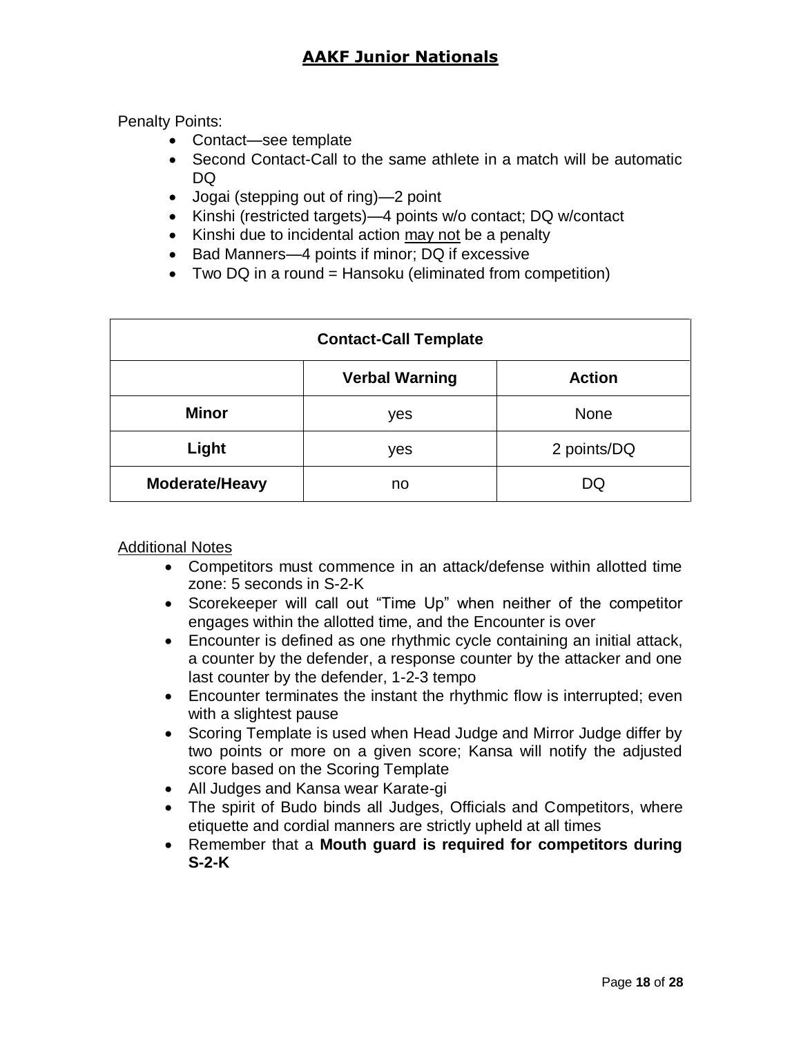Penalty Points:

- Contact—see template
- Second Contact-Call to the same athlete in a match will be automatic DQ
- Jogai (stepping out of ring)—2 point
- Kinshi (restricted targets)—4 points w/o contact; DQ w/contact
- Kinshi due to incidental action <u>may not</u> be a penalty
- Bad Manners—4 points if minor; DQ if excessive
- Two DQ in a round = Hansoku (eliminated from competition)

| Contact-Call Template | | |
|---|---|---|
| | **Verbal Warning** | **Action** |
| **Minor** | yes | None |
| **Light** | yes | 2 points/DQ |
| **Moderate/Heavy** | no | DQ |

<u>Additional Notes</u>

- Competitors must commence in an attack/defense within allotted time zone: 5 seconds in S-2-K
- Scorekeeper will call out "Time Up" when neither of the competitor engages within the allotted time, and the Encounter is over
- Encounter is defined as one rhythmic cycle containing an initial attack, a counter by the defender, a response counter by the attacker and one last counter by the defender, 1-2-3 tempo
- Encounter terminates the instant the rhythmic flow is interrupted; even with a slightest pause
- Scoring Template is used when Head Judge and Mirror Judge differ by two points or more on a given score; Kansa will notify the adjusted score based on the Scoring Template
- All Judges and Kansa wear Karate-gi
- The spirit of Budo binds all Judges, Officials and Competitors, where etiquette and cordial manners are strictly upheld at all times
- Remember that a **Mouth guard is required for competitors during S-2-K**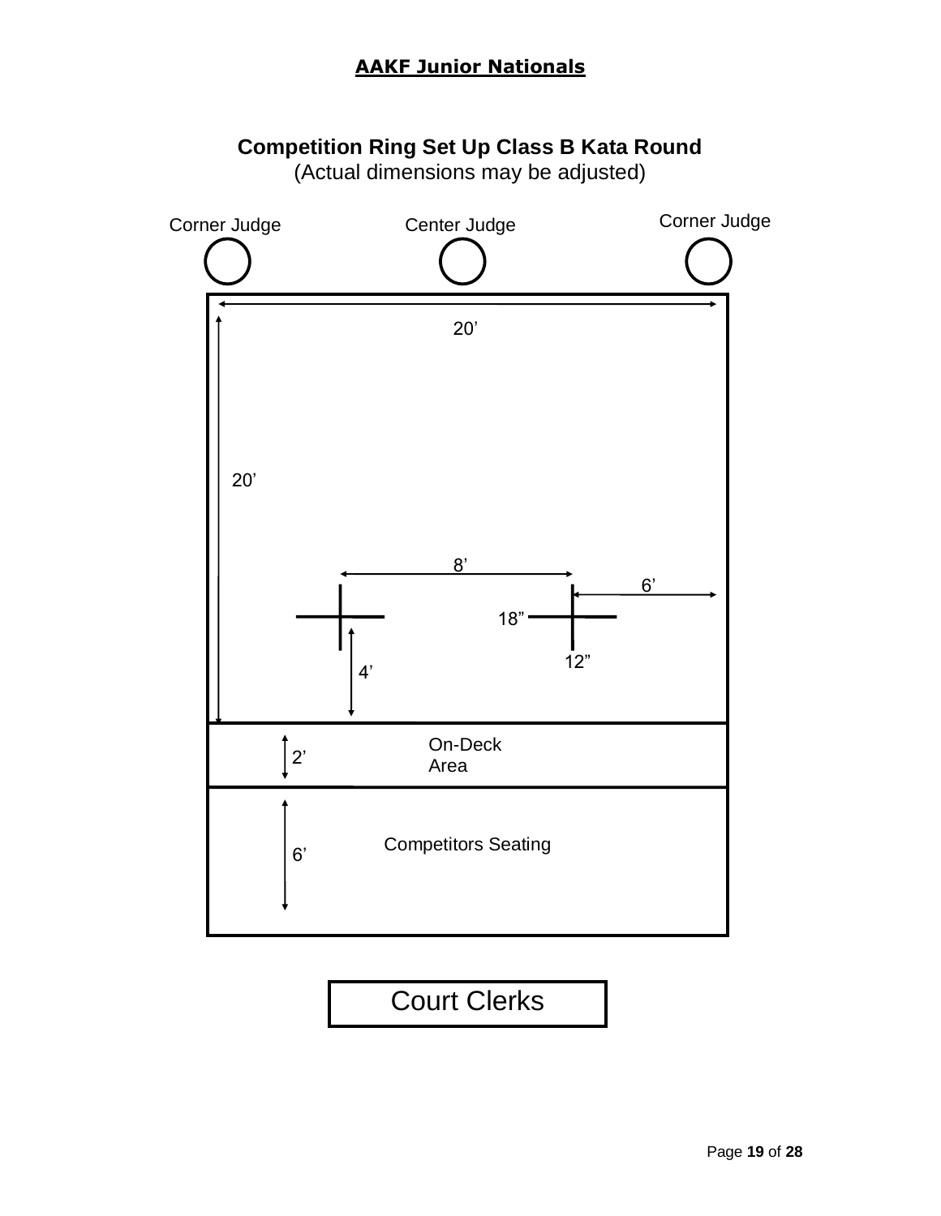## Competition Ring Set Up Class B Kata Round

(Actual dimensions may be adjusted)

Corner Judge

Center Judge

Corner Judge

20’

20’

8’

6’

18”

12”

4’

2’

On-Deck Area

6’

Competitors Seating

Court Clerks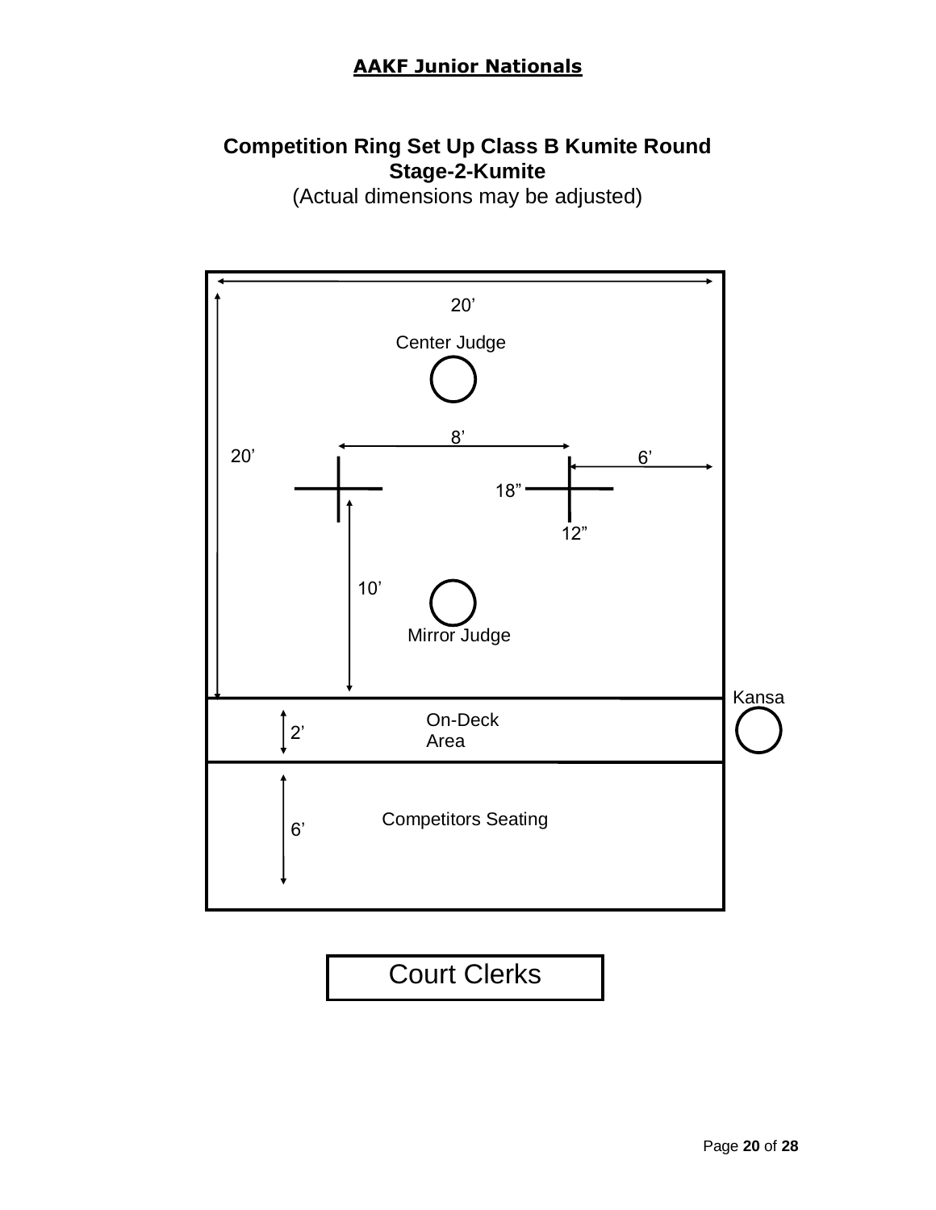**AAKF Junior Nationals**

**Competition Ring Set Up Class B Kumite Round**
**Stage-2-Kumite**
(Actual dimensions may be adjusted)

20’

Center Judge

8’

20’

6’

18”

12”

10’

Mirror Judge

Kansa

2’

On-Deck Area

6’

Competitors Seating

Court Clerks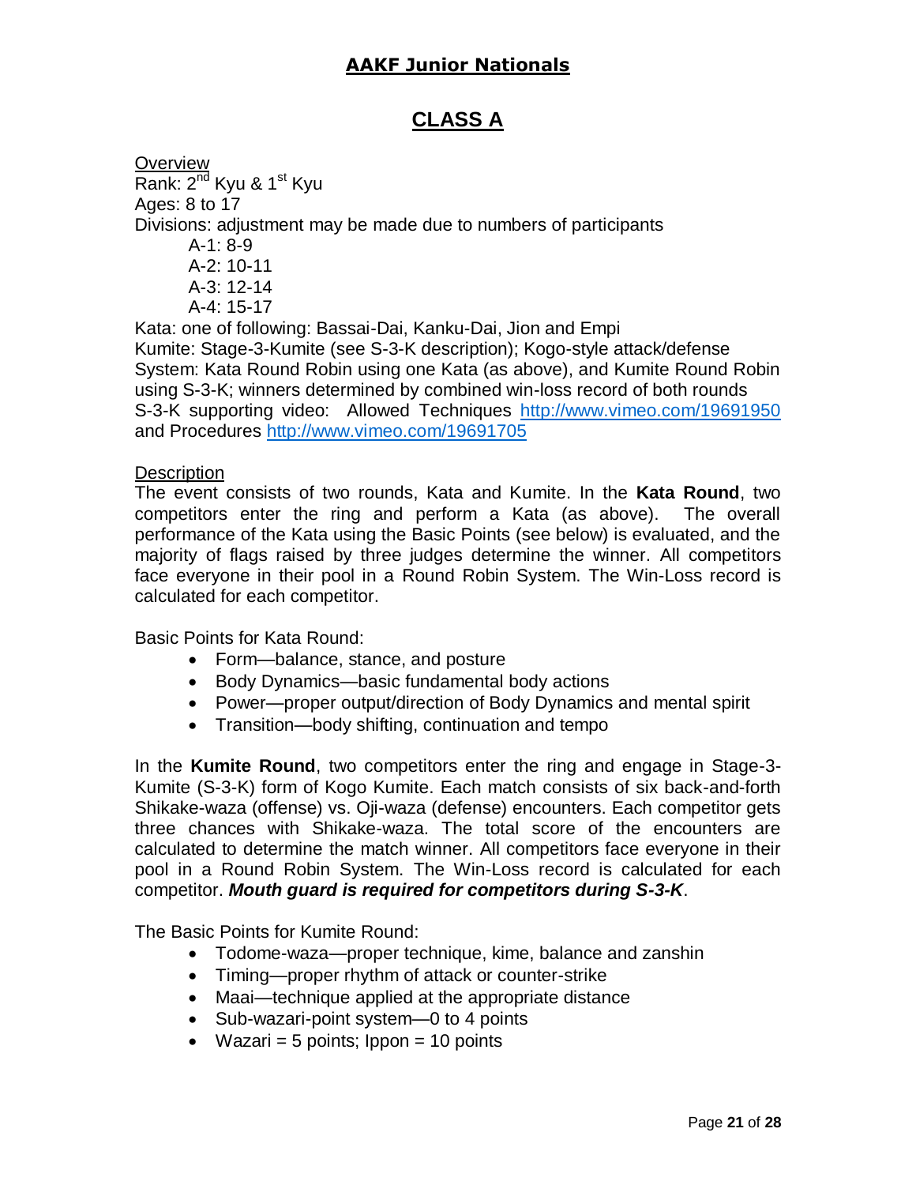# AAKF Junior Nationals

## CLASS A

Overview

Rank: 2nd Kyu & 1st Kyu

Ages: 8 to 17

Divisions: adjustment may be made due to numbers of participants

- A-1: 8-9
- A-2: 10-11
- A-3: 12-14
- A-4: 15-17

Kata: one of following: Bassai-Dai, Kanku-Dai, Jion and Empi

Kumite: Stage-3-Kumite (see S-3-K description); Kogo-style attack/defense

System: Kata Round Robin using one Kata (as above), and Kumite Round Robin using S-3-K; winners determined by combined win-loss record of both rounds

S-3-K supporting video: Allowed Techniques http://www.vimeo.com/19691950 and Procedures http://www.vimeo.com/19691705

Description

The event consists of two rounds, Kata and Kumite. In the **Kata Round**, two competitors enter the ring and perform a Kata (as above). The overall performance of the Kata using the Basic Points (see below) is evaluated, and the majority of flags raised by three judges determine the winner. All competitors face everyone in their pool in a Round Robin System. The Win-Loss record is calculated for each competitor.

Basic Points for Kata Round:

- Form—balance, stance, and posture
- Body Dynamics—basic fundamental body actions
- Power—proper output/direction of Body Dynamics and mental spirit
- Transition—body shifting, continuation and tempo

In the **Kumite Round**, two competitors enter the ring and engage in Stage-3-Kumite (S-3-K) form of Kogo Kumite. Each match consists of six back-and-forth Shikake-waza (offense) vs. Oji-waza (defense) encounters. Each competitor gets three chances with Shikake-waza. The total score of the encounters are calculated to determine the match winner. All competitors face everyone in their pool in a Round Robin System. The Win-Loss record is calculated for each competitor. ***Mouth guard is required for competitors during S-3-K***.

The Basic Points for Kumite Round:

- Todome-waza—proper technique, kime, balance and zanshin
- Timing—proper rhythm of attack or counter-strike
- Maai—technique applied at the appropriate distance
- Sub-wazari-point system—0 to 4 points
- Wazari = 5 points; Ippon = 10 points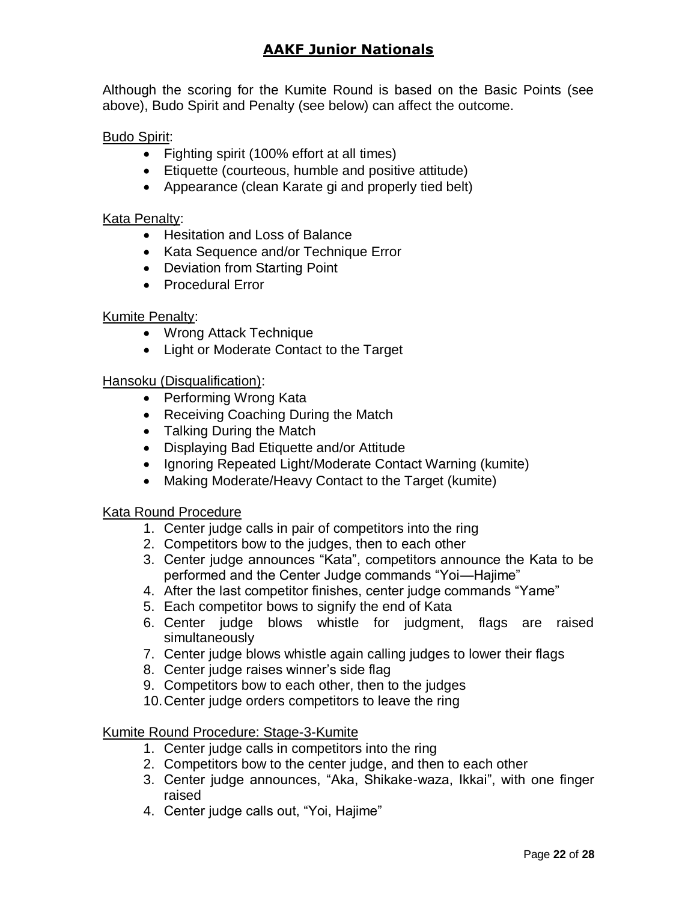## AAKF Junior Nationals

Although the scoring for the Kumite Round is based on the Basic Points (see above), Budo Spirit and Penalty (see below) can affect the outcome.

Budo Spirit:

- Fighting spirit (100% effort at all times)
- Etiquette (courteous, humble and positive attitude)
- Appearance (clean Karate gi and properly tied belt)

Kata Penalty:

- Hesitation and Loss of Balance
- Kata Sequence and/or Technique Error
- Deviation from Starting Point
- Procedural Error

Kumite Penalty:

- Wrong Attack Technique
- Light or Moderate Contact to the Target

Hansoku (Disqualification):

- Performing Wrong Kata
- Receiving Coaching During the Match
- Talking During the Match
- Displaying Bad Etiquette and/or Attitude
- Ignoring Repeated Light/Moderate Contact Warning (kumite)
- Making Moderate/Heavy Contact to the Target (kumite)

Kata Round Procedure

1. Center judge calls in pair of competitors into the ring
2. Competitors bow to the judges, then to each other
3. Center judge announces "Kata", competitors announce the Kata to be performed and the Center Judge commands "Yoi—Hajime"
4. After the last competitor finishes, center judge commands "Yame"
5. Each competitor bows to signify the end of Kata
6. Center judge blows whistle for judgment, flags are raised simultaneously
7. Center judge blows whistle again calling judges to lower their flags
8. Center judge raises winner's side flag
9. Competitors bow to each other, then to the judges
10. Center judge orders competitors to leave the ring

Kumite Round Procedure: Stage-3-Kumite

1. Center judge calls in competitors into the ring
2. Competitors bow to the center judge, and then to each other
3. Center judge announces, "Aka, Shikake-waza, Ikkai", with one finger raised
4. Center judge calls out, "Yoi, Hajime"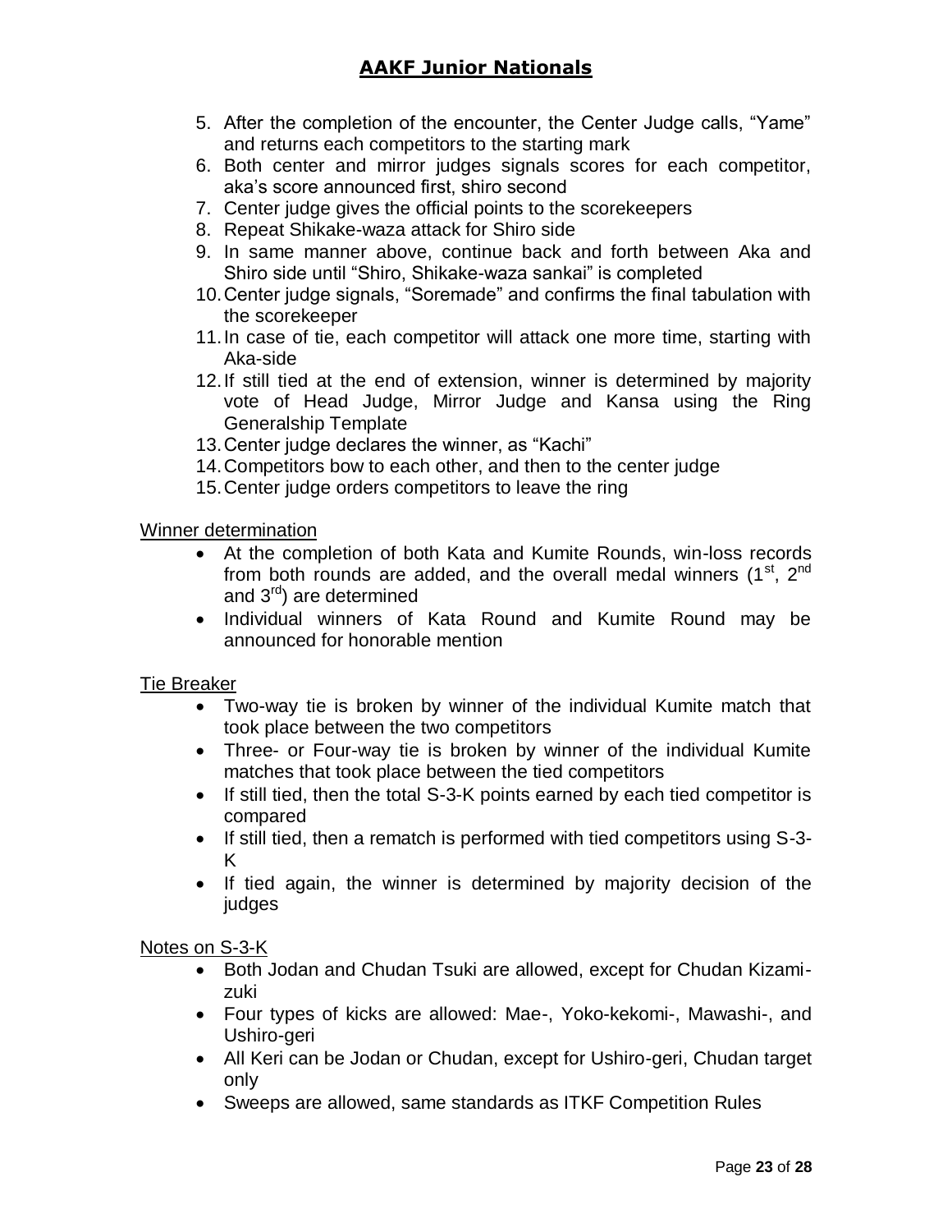5. After the completion of the encounter, the Center Judge calls, "Yame" and returns each competitors to the starting mark
6. Both center and mirror judges signals scores for each competitor, aka's score announced first, shiro second
7. Center judge gives the official points to the scorekeepers
8. Repeat Shikake-waza attack for Shiro side
9. In same manner above, continue back and forth between Aka and Shiro side until "Shiro, Shikake-waza sankai" is completed
10. Center judge signals, "Soremade" and confirms the final tabulation with the scorekeeper
11. In case of tie, each competitor will attack one more time, starting with Aka-side
12. If still tied at the end of extension, winner is determined by majority vote of Head Judge, Mirror Judge and Kansa using the Ring Generalship Template
13. Center judge declares the winner, as "Kachi"
14. Competitors bow to each other, and then to the center judge
15. Center judge orders competitors to leave the ring

Winner determination

- At the completion of both Kata and Kumite Rounds, win-loss records from both rounds are added, and the overall medal winners (1st, 2nd and 3rd) are determined
- Individual winners of Kata Round and Kumite Round may be announced for honorable mention

Tie Breaker

- Two-way tie is broken by winner of the individual Kumite match that took place between the two competitors
- Three- or Four-way tie is broken by winner of the individual Kumite matches that took place between the tied competitors
- If still tied, then the total S-3-K points earned by each tied competitor is compared
- If still tied, then a rematch is performed with tied competitors using S-3-K
- If tied again, the winner is determined by majority decision of the judges

Notes on S-3-K

- Both Jodan and Chudan Tsuki are allowed, except for Chudan Kizami-zuki
- Four types of kicks are allowed: Mae-, Yoko-kekomi-, Mawashi-, and Ushiro-geri
- All Keri can be Jodan or Chudan, except for Ushiro-geri, Chudan target only
- Sweeps are allowed, same standards as ITKF Competition Rules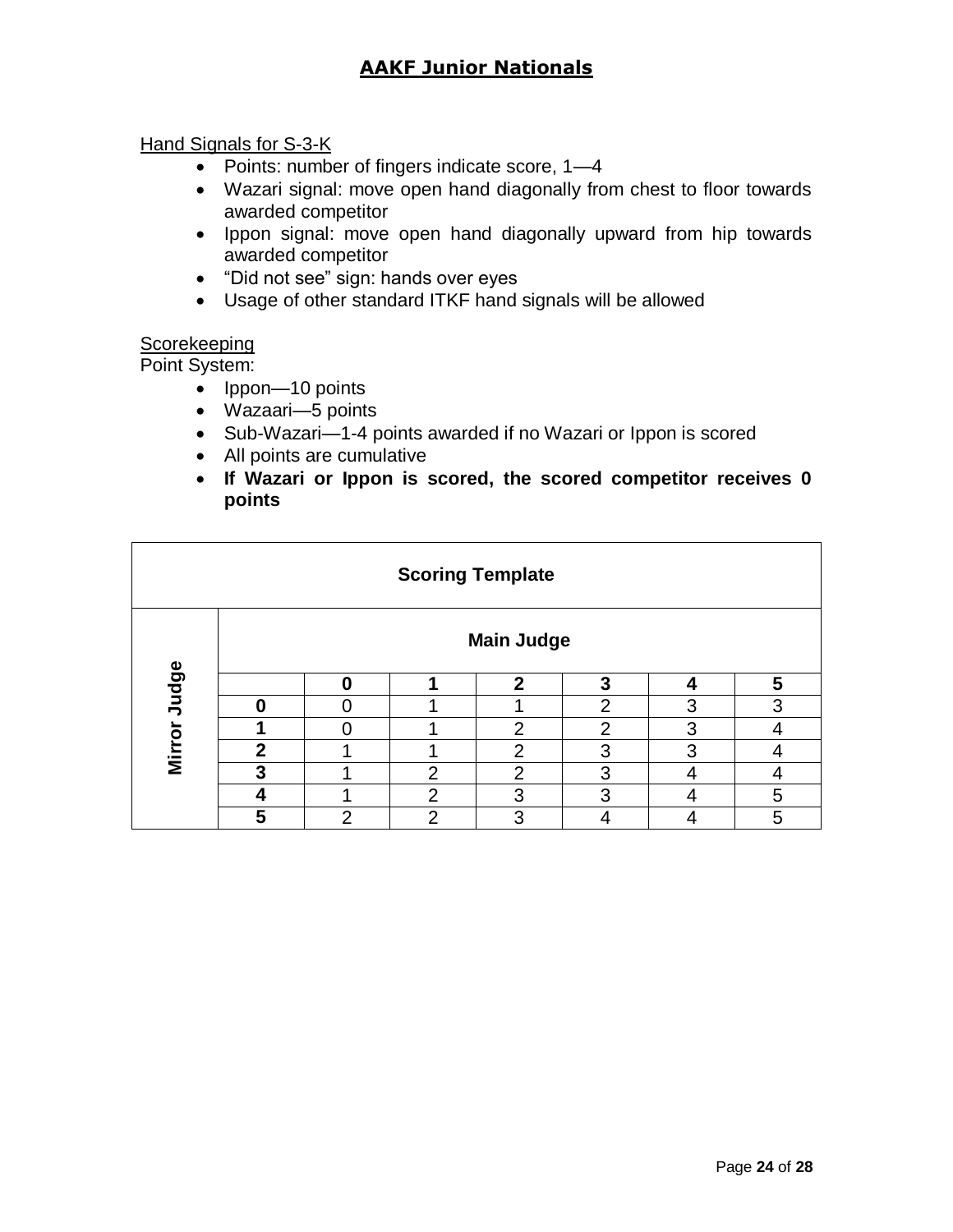## AAKF Junior Nationals

Hand Signals for S-3-K

- Points: number of fingers indicate score, 1—4
- Wazari signal: move open hand diagonally from chest to floor towards awarded competitor
- Ippon signal: move open hand diagonally upward from hip towards awarded competitor
- “Did not see” sign: hands over eyes
- Usage of other standard ITKF hand signals will be allowed

Scorekeeping

Point System:

- Ippon—10 points
- Wazaari—5 points
- Sub-Wazari—1-4 points awarded if no Wazari or Ippon is scored
- All points are cumulative
- **If Wazari or Ippon is scored, the scored competitor receives 0 points**

| Scoring Template | | | | | | | |
|---|---|---|---|---|---|---|---|
| | Main Judge | | | | | | |
| Mirror Judge | | **0** | **1** | **2** | **3** | **4** | **5** |
| | **0** | 0 | 1 | 1 | 2 | 3 | 3 |
| | **1** | 0 | 1 | 2 | 2 | 3 | 4 |
| | **2** | 1 | 1 | 2 | 3 | 3 | 4 |
| | **3** | 1 | 2 | 2 | 3 | 4 | 4 |
| | **4** | 1 | 2 | 3 | 3 | 4 | 5 |
| | **5** | 2 | 2 | 3 | 4 | 4 | 5 |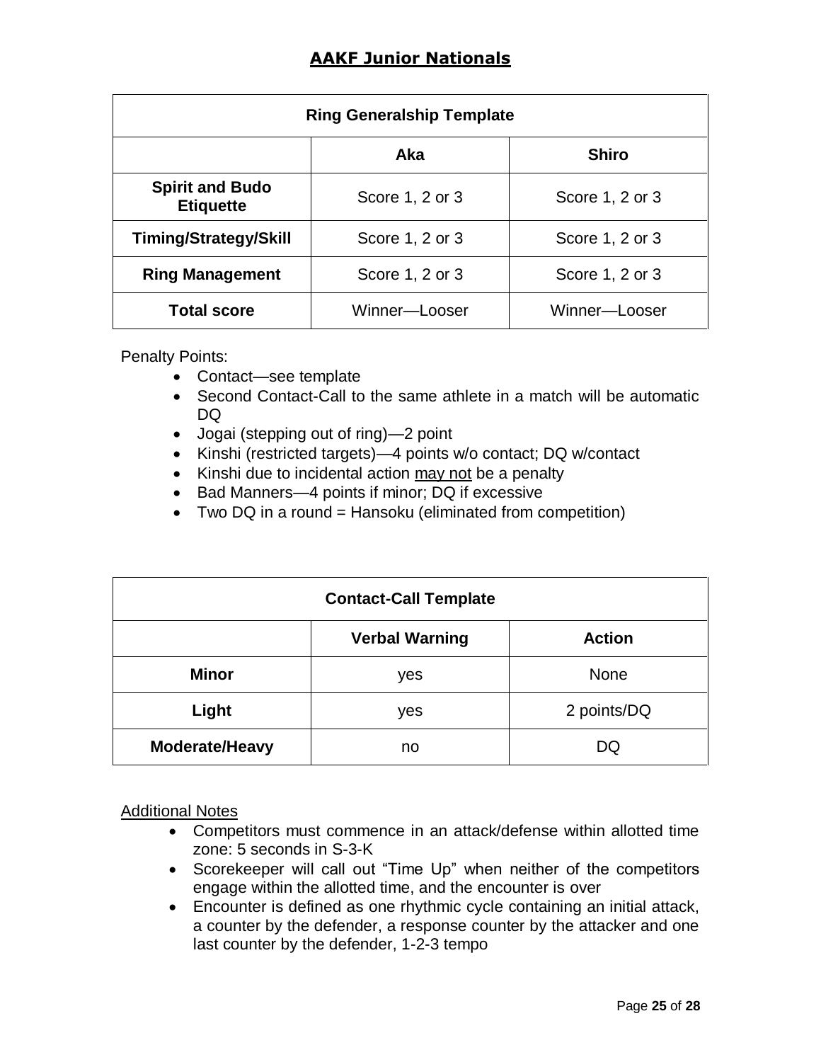# AAKF Junior Nationals

| Ring Generalship Template | | |
|---|---|---|
| | **Aka** | **Shiro** |
| **Spirit and Budo Etiquette** | Score 1, 2 or 3 | Score 1, 2 or 3 |
| **Timing/Strategy/Skill** | Score 1, 2 or 3 | Score 1, 2 or 3 |
| **Ring Management** | Score 1, 2 or 3 | Score 1, 2 or 3 |
| **Total score** | Winner—Looser | Winner—Looser |

Penalty Points:

- Contact—see template
- Second Contact-Call to the same athlete in a match will be automatic DQ
- Jogai (stepping out of ring)—2 point
- Kinshi (restricted targets)—4 points w/o contact; DQ w/contact
- Kinshi due to incidental action may not be a penalty
- Bad Manners—4 points if minor; DQ if excessive
- Two DQ in a round = Hansoku (eliminated from competition)

| Contact-Call Template | | |
|---|---|---|
| | **Verbal Warning** | **Action** |
| **Minor** | yes | None |
| **Light** | yes | 2 points/DQ |
| **Moderate/Heavy** | no | DQ |

Additional Notes

- Competitors must commence in an attack/defense within allotted time zone: 5 seconds in S-3-K
- Scorekeeper will call out "Time Up" when neither of the competitors engage within the allotted time, and the encounter is over
- Encounter is defined as one rhythmic cycle containing an initial attack, a counter by the defender, a response counter by the attacker and one last counter by the defender, 1-2-3 tempo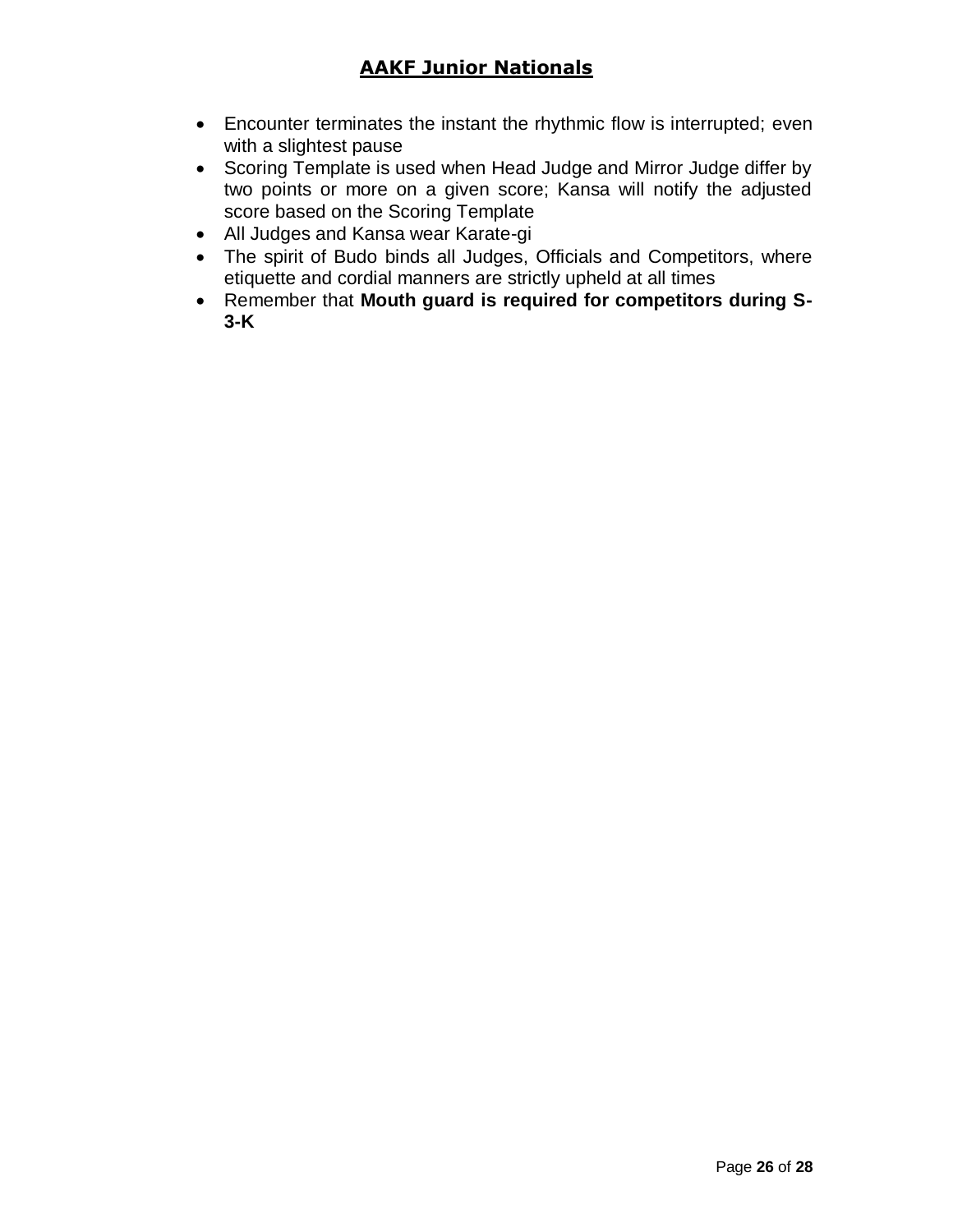- Encounter terminates the instant the rhythmic flow is interrupted; even with a slightest pause
- Scoring Template is used when Head Judge and Mirror Judge differ by two points or more on a given score; Kansa will notify the adjusted score based on the Scoring Template
- All Judges and Kansa wear Karate-gi
- The spirit of Budo binds all Judges, Officials and Competitors, where etiquette and cordial manners are strictly upheld at all times
- Remember that **Mouth guard is required for competitors during S-3-K**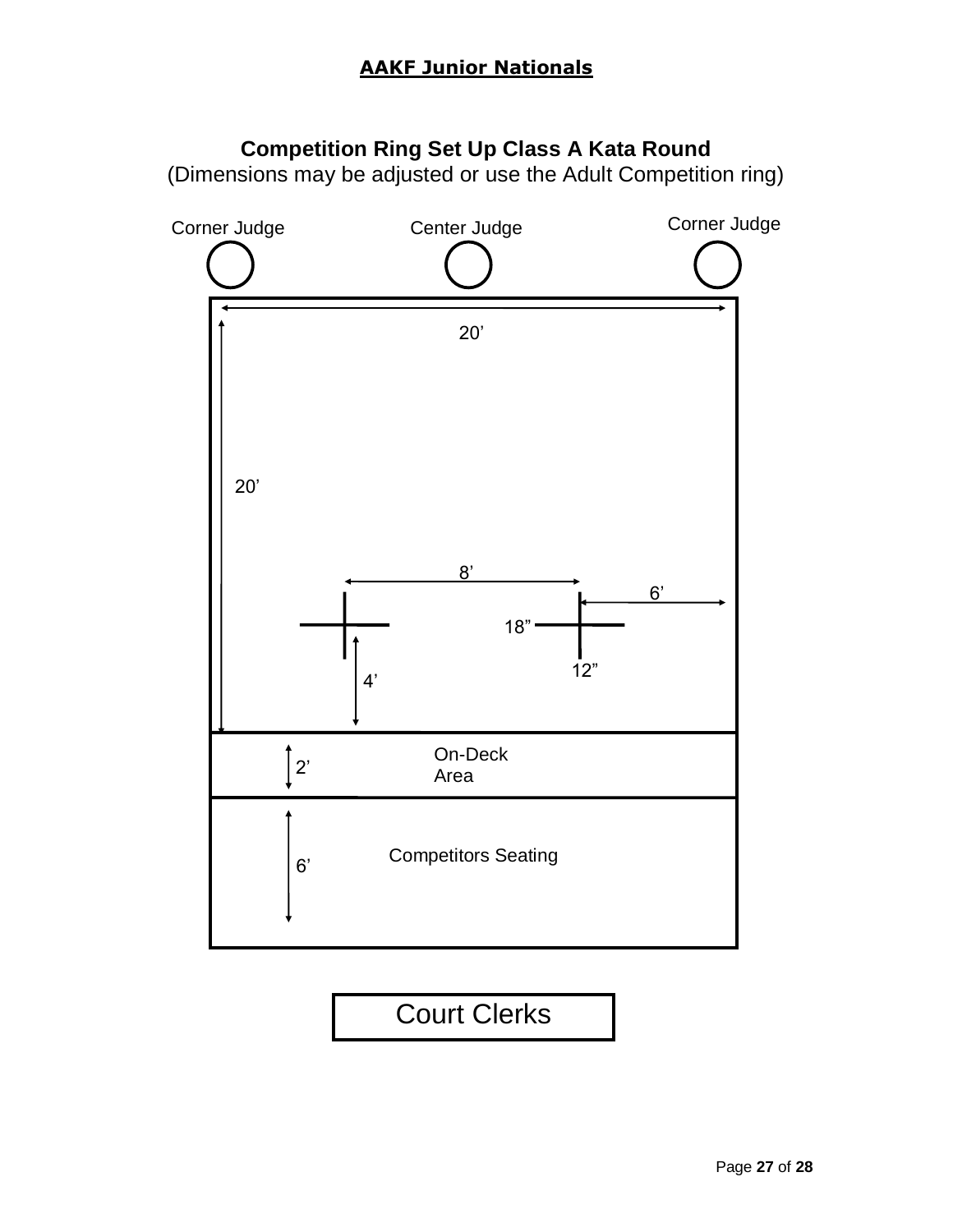**AAKF Junior Nationals**

## Competition Ring Set Up Class A Kata Round

(Dimensions may be adjusted or use the Adult Competition ring)

Corner Judge    Center Judge    Corner Judge

20'

20'

8'

6'

18"

12"

4'

2'    On-Deck Area

6'    Competitors Seating

Court Clerks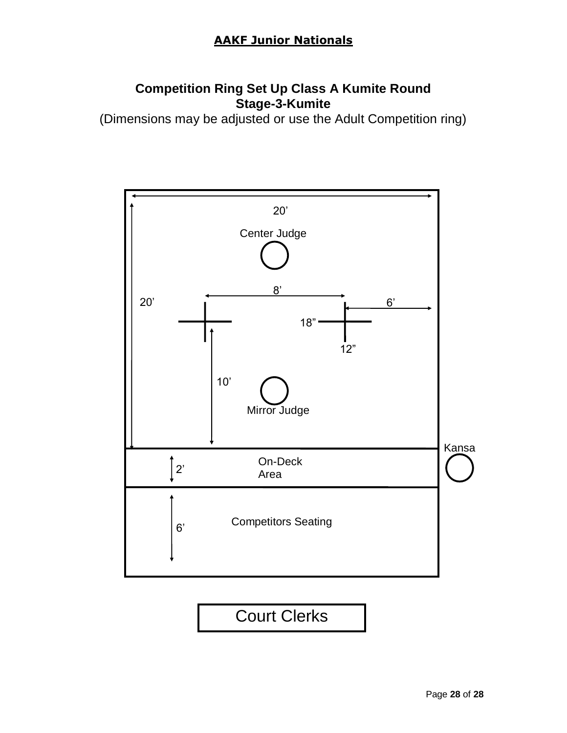**AAKF Junior Nationals**

## Competition Ring Set Up Class A Kumite Round
## Stage-3-Kumite

(Dimensions may be adjusted or use the Adult Competition ring)

20’

Center Judge

8’

20’

6’

18”

12”

10’

Mirror Judge

Kansa

2’

On-Deck Area

6’

Competitors Seating

Court Clerks